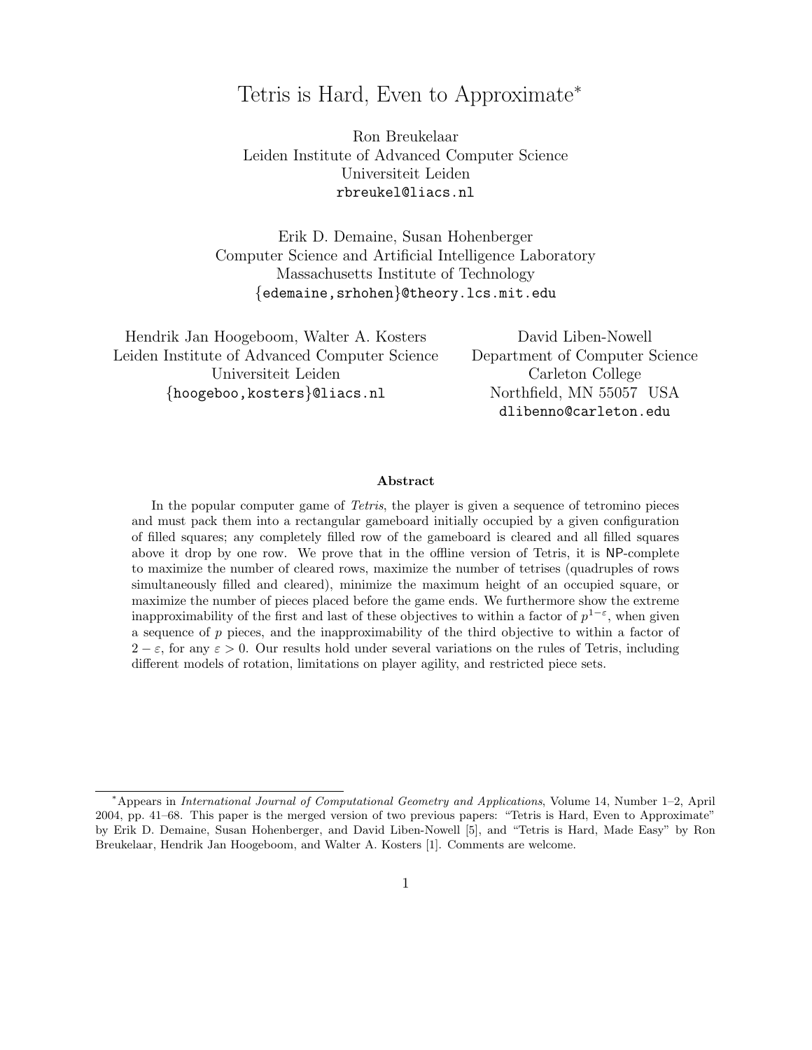# Tetris is Hard, Even to Approximate*

Ron Breukelaar
Leiden Institute of Advanced Computer Science
Universiteit Leiden
rbreukel@liacs.nl

Erik D. Demaine, Susan Hohenberger
Computer Science and Artificial Intelligence Laboratory
Massachusetts Institute of Technology
{edemaine,srhohen}@theory.lcs.mit.edu

Hendrik Jan Hoogeboom, Walter A. Kosters
Leiden Institute of Advanced Computer Science
Universiteit Leiden
{hoogeboo,kosters}@liacs.nl

David Liben-Nowell
Department of Computer Science
Carleton College
Northfield, MN 55057 USA
dlibenno@carleton.edu

### Abstract

In the popular computer game of *Tetris*, the player is given a sequence of tetromino pieces and must pack them into a rectangular gameboard initially occupied by a given configuration of filled squares; any completely filled row of the gameboard is cleared and all filled squares above it drop by one row. We prove that in the offline version of Tetris, it is NP-complete to maximize the number of cleared rows, maximize the number of tetrises (quadruples of rows simultaneously filled and cleared), minimize the maximum height of an occupied square, or maximize the number of pieces placed before the game ends. We furthermore show the extreme inapproximability of the first and last of these objectives to within a factor of $p^{1-\varepsilon}$, when given a sequence of $p$ pieces, and the inapproximability of the third objective to within a factor of $2 - \varepsilon$, for any $\varepsilon > 0$. Our results hold under several variations on the rules of Tetris, including different models of rotation, limitations on player agility, and restricted piece sets.

---

*Appears in *International Journal of Computational Geometry and Applications*, Volume 14, Number 1–2, April 2004, pp. 41–68. This paper is the merged version of two previous papers: "Tetris is Hard, Even to Approximate" by Erik D. Demaine, Susan Hohenberger, and David Liben-Nowell [5], and "Tetris is Hard, Made Easy" by Ron Breukelaar, Hendrik Jan Hoogeboom, and Walter A. Kosters [1]. Comments are welcome.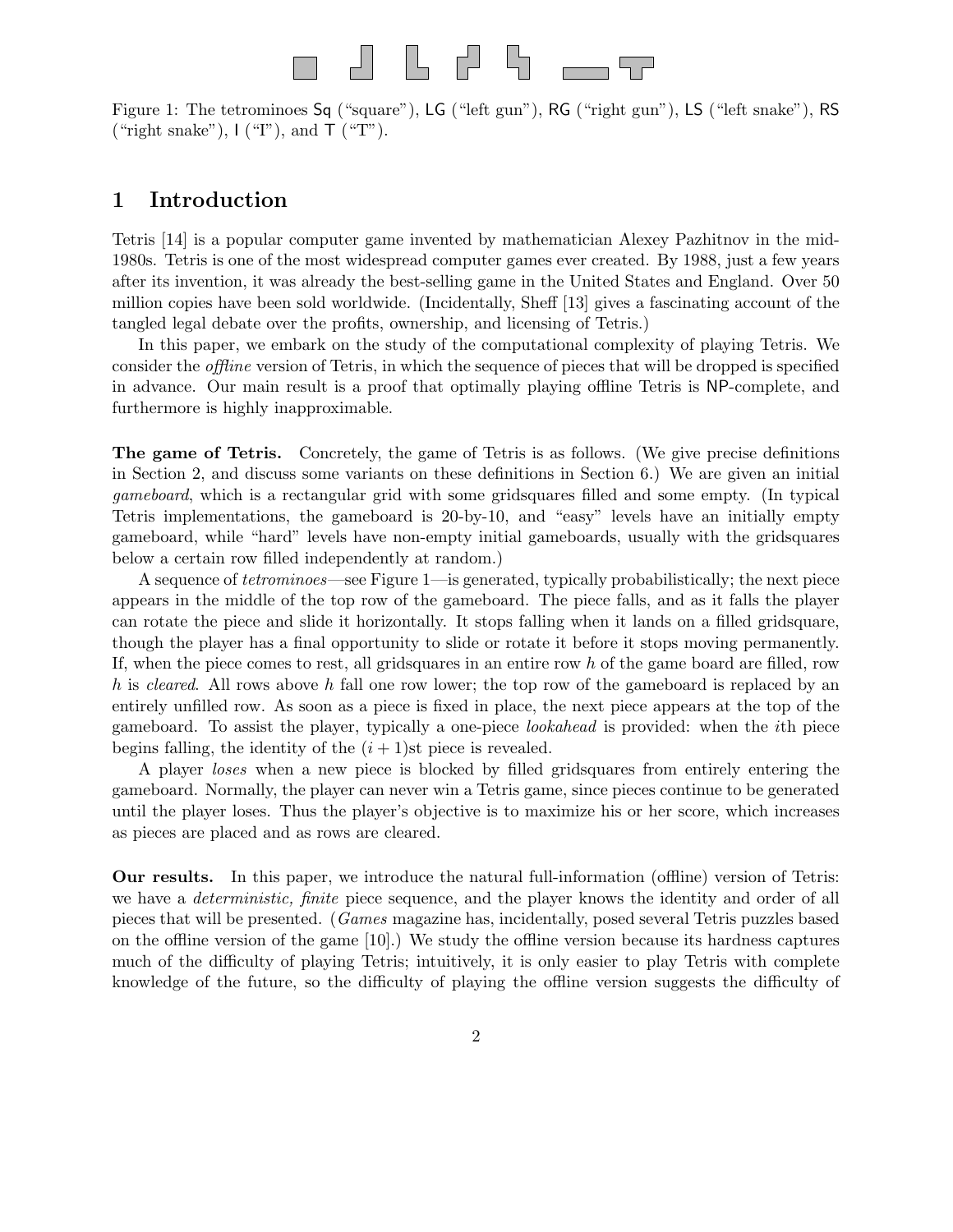Figure 1: The tetrominoes Sq ("square"), LG ("left gun"), RG ("right gun"), LS ("left snake"), RS ("right snake"), I ("I"), and T ("T").

## 1 Introduction

Tetris [14] is a popular computer game invented by mathematician Alexey Pazhitnov in the mid-1980s. Tetris is one of the most widespread computer games ever created. By 1988, just a few years after its invention, it was already the best-selling game in the United States and England. Over 50 million copies have been sold worldwide. (Incidentally, Sheff [13] gives a fascinating account of the tangled legal debate over the profits, ownership, and licensing of Tetris.)

In this paper, we embark on the study of the computational complexity of playing Tetris. We consider the *offline* version of Tetris, in which the sequence of pieces that will be dropped is specified in advance. Our main result is a proof that optimally playing offline Tetris is NP-complete, and furthermore is highly inapproximable.

**The game of Tetris.** Concretely, the game of Tetris is as follows. (We give precise definitions in Section 2, and discuss some variants on these definitions in Section 6.) We are given an initial *gameboard*, which is a rectangular grid with some gridsquares filled and some empty. (In typical Tetris implementations, the gameboard is 20-by-10, and "easy" levels have an initially empty gameboard, while "hard" levels have non-empty initial gameboards, usually with the gridsquares below a certain row filled independently at random.)

A sequence of *tetrominoes*—see Figure 1—is generated, typically probabilistically; the next piece appears in the middle of the top row of the gameboard. The piece falls, and as it falls the player can rotate the piece and slide it horizontally. It stops falling when it lands on a filled gridsquare, though the player has a final opportunity to slide or rotate it before it stops moving permanently. If, when the piece comes to rest, all gridsquares in an entire row $h$ of the game board are filled, row $h$ is *cleared*. All rows above $h$ fall one row lower; the top row of the gameboard is replaced by an entirely unfilled row. As soon as a piece is fixed in place, the next piece appears at the top of the gameboard. To assist the player, typically a one-piece *lookahead* is provided: when the $i$th piece begins falling, the identity of the $(i+1)$st piece is revealed.

A player *loses* when a new piece is blocked by filled gridsquares from entirely entering the gameboard. Normally, the player can never win a Tetris game, since pieces continue to be generated until the player loses. Thus the player's objective is to maximize his or her score, which increases as pieces are placed and as rows are cleared.

**Our results.** In this paper, we introduce the natural full-information (offline) version of Tetris: we have a *deterministic, finite* piece sequence, and the player knows the identity and order of all pieces that will be presented. (*Games* magazine has, incidentally, posed several Tetris puzzles based on the offline version of the game [10].) We study the offline version because its hardness captures much of the difficulty of playing Tetris; intuitively, it is only easier to play Tetris with complete knowledge of the future, so the difficulty of playing the offline version suggests the difficulty of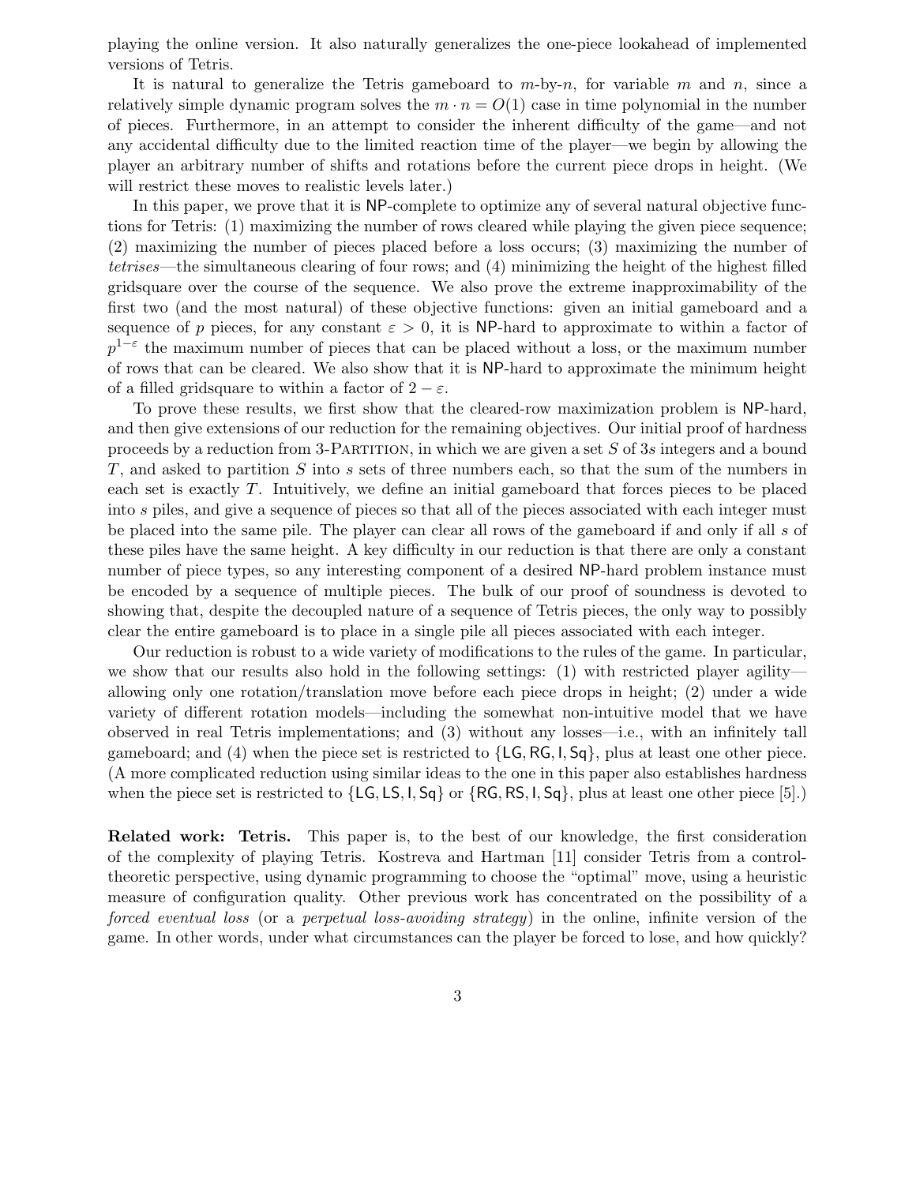playing the online version. It also naturally generalizes the one-piece lookahead of implemented versions of Tetris.

It is natural to generalize the Tetris gameboard to $m$-by-$n$, for variable $m$ and $n$, since a relatively simple dynamic program solves the $m \cdot n = O(1)$ case in time polynomial in the number of pieces. Furthermore, in an attempt to consider the inherent difficulty of the game—and not any accidental difficulty due to the limited reaction time of the player—we begin by allowing the player an arbitrary number of shifts and rotations before the current piece drops in height. (We will restrict these moves to realistic levels later.)

In this paper, we prove that it is NP-complete to optimize any of several natural objective functions for Tetris: (1) maximizing the number of rows cleared while playing the given piece sequence; (2) maximizing the number of pieces placed before a loss occurs; (3) maximizing the number of *tetrises*—the simultaneous clearing of four rows; and (4) minimizing the height of the highest filled gridsquare over the course of the sequence. We also prove the extreme inapproximability of the first two (and the most natural) of these objective functions: given an initial gameboard and a sequence of $p$ pieces, for any constant $\varepsilon > 0$, it is NP-hard to approximate to within a factor of $p^{1-\varepsilon}$ the maximum number of pieces that can be placed without a loss, or the maximum number of rows that can be cleared. We also show that it is NP-hard to approximate the minimum height of a filled gridsquare to within a factor of $2 - \varepsilon$.

To prove these results, we first show that the cleared-row maximization problem is NP-hard, and then give extensions of our reduction for the remaining objectives. Our initial proof of hardness proceeds by a reduction from 3-Partition, in which we are given a set $S$ of $3s$ integers and a bound $T$, and asked to partition $S$ into $s$ sets of three numbers each, so that the sum of the numbers in each set is exactly $T$. Intuitively, we define an initial gameboard that forces pieces to be placed into $s$ piles, and give a sequence of pieces so that all of the pieces associated with each integer must be placed into the same pile. The player can clear all rows of the gameboard if and only if all $s$ of these piles have the same height. A key difficulty in our reduction is that there are only a constant number of piece types, so any interesting component of a desired NP-hard problem instance must be encoded by a sequence of multiple pieces. The bulk of our proof of soundness is devoted to showing that, despite the decoupled nature of a sequence of Tetris pieces, the only way to possibly clear the entire gameboard is to place in a single pile all pieces associated with each integer.

Our reduction is robust to a wide variety of modifications to the rules of the game. In particular, we show that our results also hold in the following settings: (1) with restricted player agility—allowing only one rotation/translation move before each piece drops in height; (2) under a wide variety of different rotation models—including the somewhat non-intuitive model that we have observed in real Tetris implementations; and (3) without any losses—i.e., with an infinitely tall gameboard; and (4) when the piece set is restricted to $\{$LG, RG, I, Sq$\}$, plus at least one other piece. (A more complicated reduction using similar ideas to the one in this paper also establishes hardness when the piece set is restricted to $\{$LG, LS, I, Sq$\}$ or $\{$RG, RS, I, Sq$\}$, plus at least one other piece [5].)

**Related work: Tetris.** This paper is, to the best of our knowledge, the first consideration of the complexity of playing Tetris. Kostreva and Hartman [11] consider Tetris from a control-theoretic perspective, using dynamic programming to choose the "optimal" move, using a heuristic measure of configuration quality. Other previous work has concentrated on the possibility of a *forced eventual loss* (or a *perpetual loss-avoiding strategy*) in the online, infinite version of the game. In other words, under what circumstances can the player be forced to lose, and how quickly?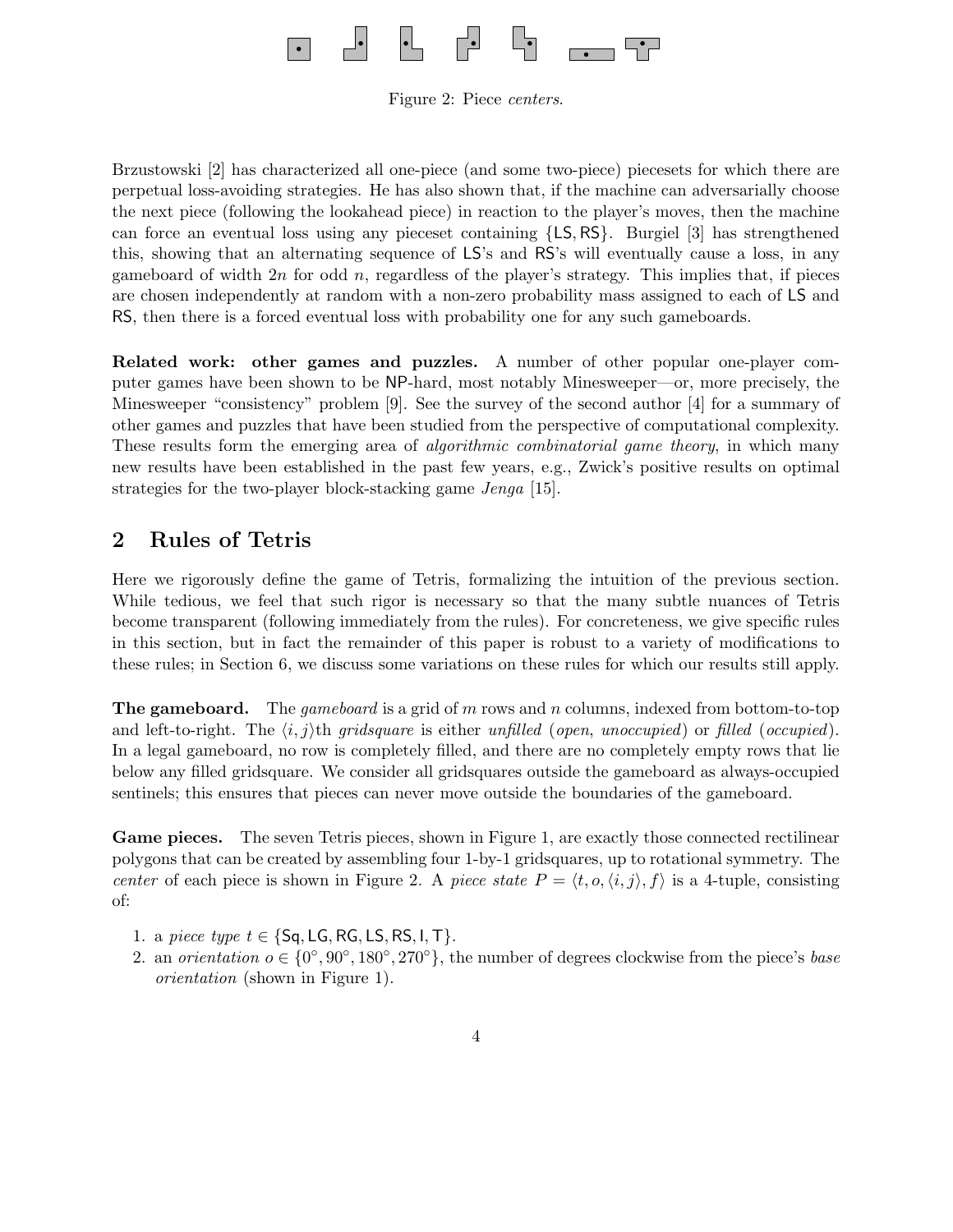Figure 2: Piece *centers*.

Brzustowski [2] has characterized all one-piece (and some two-piece) piecesets for which there are perpetual loss-avoiding strategies. He has also shown that, if the machine can adversarially choose the next piece (following the lookahead piece) in reaction to the player's moves, then the machine can force an eventual loss using any pieceset containing {LS, RS}. Burgiel [3] has strengthened this, showing that an alternating sequence of LS's and RS's will eventually cause a loss, in any gameboard of width $2n$ for odd $n$, regardless of the player's strategy. This implies that, if pieces are chosen independently at random with a non-zero probability mass assigned to each of LS and RS, then there is a forced eventual loss with probability one for any such gameboards.

**Related work: other games and puzzles.** A number of other popular one-player computer games have been shown to be NP-hard, most notably Minesweeper—or, more precisely, the Minesweeper "consistency" problem [9]. See the survey of the second author [4] for a summary of other games and puzzles that have been studied from the perspective of computational complexity. These results form the emerging area of *algorithmic combinatorial game theory*, in which many new results have been established in the past few years, e.g., Zwick's positive results on optimal strategies for the two-player block-stacking game *Jenga* [15].

## 2 Rules of Tetris

Here we rigorously define the game of Tetris, formalizing the intuition of the previous section. While tedious, we feel that such rigor is necessary so that the many subtle nuances of Tetris become transparent (following immediately from the rules). For concreteness, we give specific rules in this section, but in fact the remainder of this paper is robust to a variety of modifications to these rules; in Section 6, we discuss some variations on these rules for which our results still apply.

**The gameboard.** The *gameboard* is a grid of $m$ rows and $n$ columns, indexed from bottom-to-top and left-to-right. The $\langle i, j \rangle$th *gridsquare* is either *unfilled* (*open*, *unoccupied*) or *filled* (*occupied*). In a legal gameboard, no row is completely filled, and there are no completely empty rows that lie below any filled gridsquare. We consider all gridsquares outside the gameboard as always-occupied sentinels; this ensures that pieces can never move outside the boundaries of the gameboard.

**Game pieces.** The seven Tetris pieces, shown in Figure 1, are exactly those connected rectilinear polygons that can be created by assembling four 1-by-1 gridsquares, up to rotational symmetry. The *center* of each piece is shown in Figure 2. A *piece state* $P = \langle t, o, \langle i, j \rangle, f \rangle$ is a 4-tuple, consisting of:

1. a *piece type* $t \in \{\mathsf{Sq}, \mathsf{LG}, \mathsf{RG}, \mathsf{LS}, \mathsf{RS}, \mathsf{I}, \mathsf{T}\}$.
2. an *orientation* $o \in \{0°, 90°, 180°, 270°\}$, the number of degrees clockwise from the piece's *base orientation* (shown in Figure 1).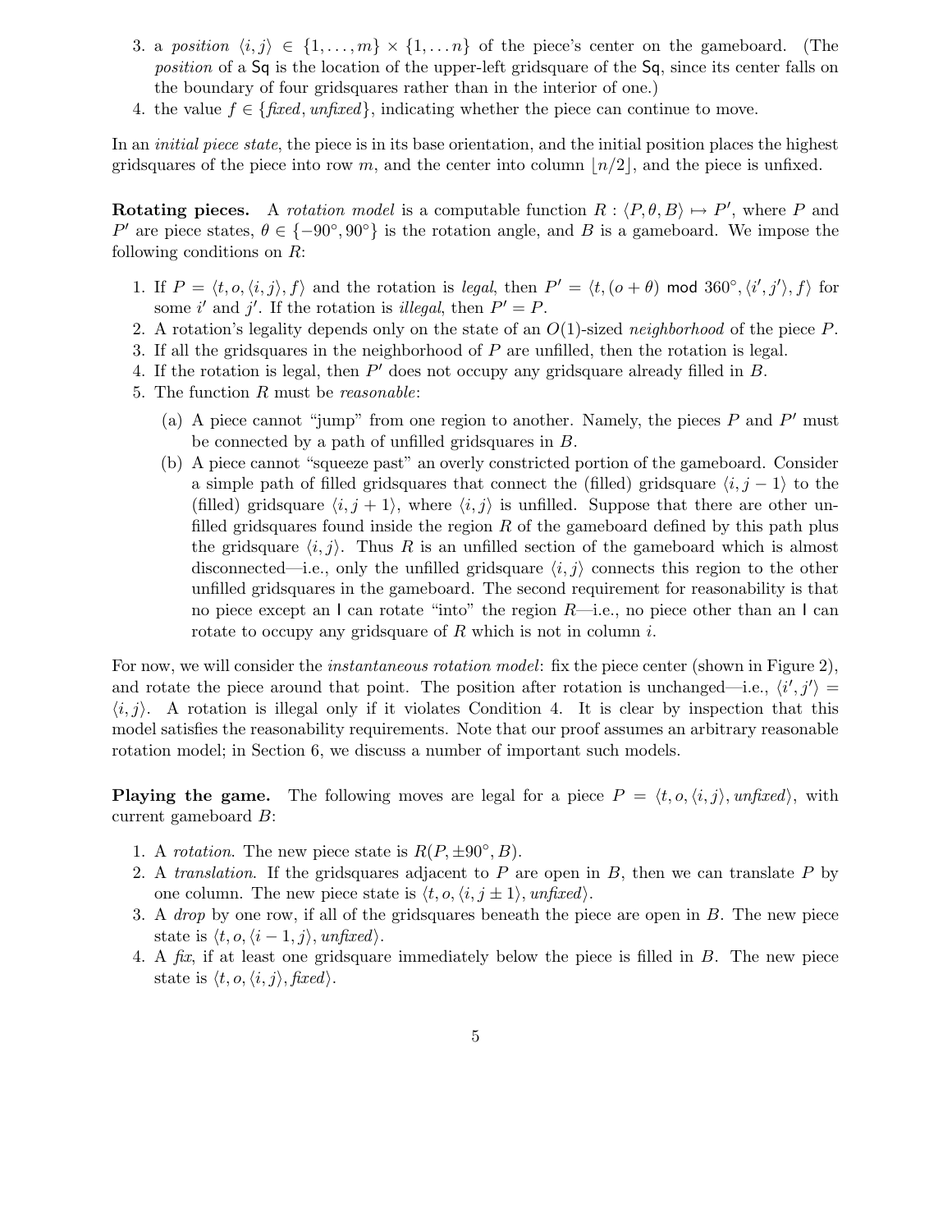3. a *position* $\langle i, j \rangle \in \{1, \ldots, m\} \times \{1, \ldots n\}$ of the piece's center on the gameboard. (The *position* of a Sq is the location of the upper-left gridsquare of the Sq, since its center falls on the boundary of four gridsquares rather than in the interior of one.)
4. the value $f \in \{\textit{fixed}, \textit{unfixed}\}$, indicating whether the piece can continue to move.

In an *initial piece state*, the piece is in its base orientation, and the initial position places the highest gridsquares of the piece into row $m$, and the center into column $\lfloor n/2 \rfloor$, and the piece is unfixed.

**Rotating pieces.** A *rotation model* is a computable function $R : \langle P, \theta, B \rangle \mapsto P'$, where $P$ and $P'$ are piece states, $\theta \in \{-90°, 90°\}$ is the rotation angle, and $B$ is a gameboard. We impose the following conditions on $R$:

1. If $P = \langle t, o, \langle i, j \rangle, f \rangle$ and the rotation is *legal*, then $P' = \langle t, (o + \theta) \bmod 360°, \langle i', j' \rangle, f \rangle$ for some $i'$ and $j'$. If the rotation is *illegal*, then $P' = P$.
2. A rotation's legality depends only on the state of an $O(1)$-sized *neighborhood* of the piece $P$.
3. If all the gridsquares in the neighborhood of $P$ are unfilled, then the rotation is legal.
4. If the rotation is legal, then $P'$ does not occupy any gridsquare already filled in $B$.
5. The function $R$ must be *reasonable*:
   (a) A piece cannot "jump" from one region to another. Namely, the pieces $P$ and $P'$ must be connected by a path of unfilled gridsquares in $B$.
   (b) A piece cannot "squeeze past" an overly constricted portion of the gameboard. Consider a simple path of filled gridsquares that connect the (filled) gridsquare $\langle i, j-1 \rangle$ to the (filled) gridsquare $\langle i, j+1 \rangle$, where $\langle i, j \rangle$ is unfilled. Suppose that there are other unfilled gridsquares found inside the region $R$ of the gameboard defined by this path plus the gridsquare $\langle i, j \rangle$. Thus $R$ is an unfilled section of the gameboard which is almost disconnected—i.e., only the unfilled gridsquare $\langle i, j \rangle$ connects this region to the other unfilled gridsquares in the gameboard. The second requirement for reasonability is that no piece except an I can rotate "into" the region $R$—i.e., no piece other than an I can rotate to occupy any gridsquare of $R$ which is not in column $i$.

For now, we will consider the *instantaneous rotation model*: fix the piece center (shown in Figure 2), and rotate the piece around that point. The position after rotation is unchanged—i.e., $\langle i', j' \rangle = \langle i, j \rangle$. A rotation is illegal only if it violates Condition 4. It is clear by inspection that this model satisfies the reasonability requirements. Note that our proof assumes an arbitrary reasonable rotation model; in Section 6, we discuss a number of important such models.

**Playing the game.** The following moves are legal for a piece $P = \langle t, o, \langle i, j \rangle, \textit{unfixed} \rangle$, with current gameboard $B$:

1. A *rotation*. The new piece state is $R(P, \pm 90°, B)$.
2. A *translation*. If the gridsquares adjacent to $P$ are open in $B$, then we can translate $P$ by one column. The new piece state is $\langle t, o, \langle i, j \pm 1 \rangle, \textit{unfixed} \rangle$.
3. A *drop* by one row, if all of the gridsquares beneath the piece are open in $B$. The new piece state is $\langle t, o, \langle i - 1, j \rangle, \textit{unfixed} \rangle$.
4. A *fix*, if at least one gridsquare immediately below the piece is filled in $B$. The new piece state is $\langle t, o, \langle i, j \rangle, \textit{fixed} \rangle$.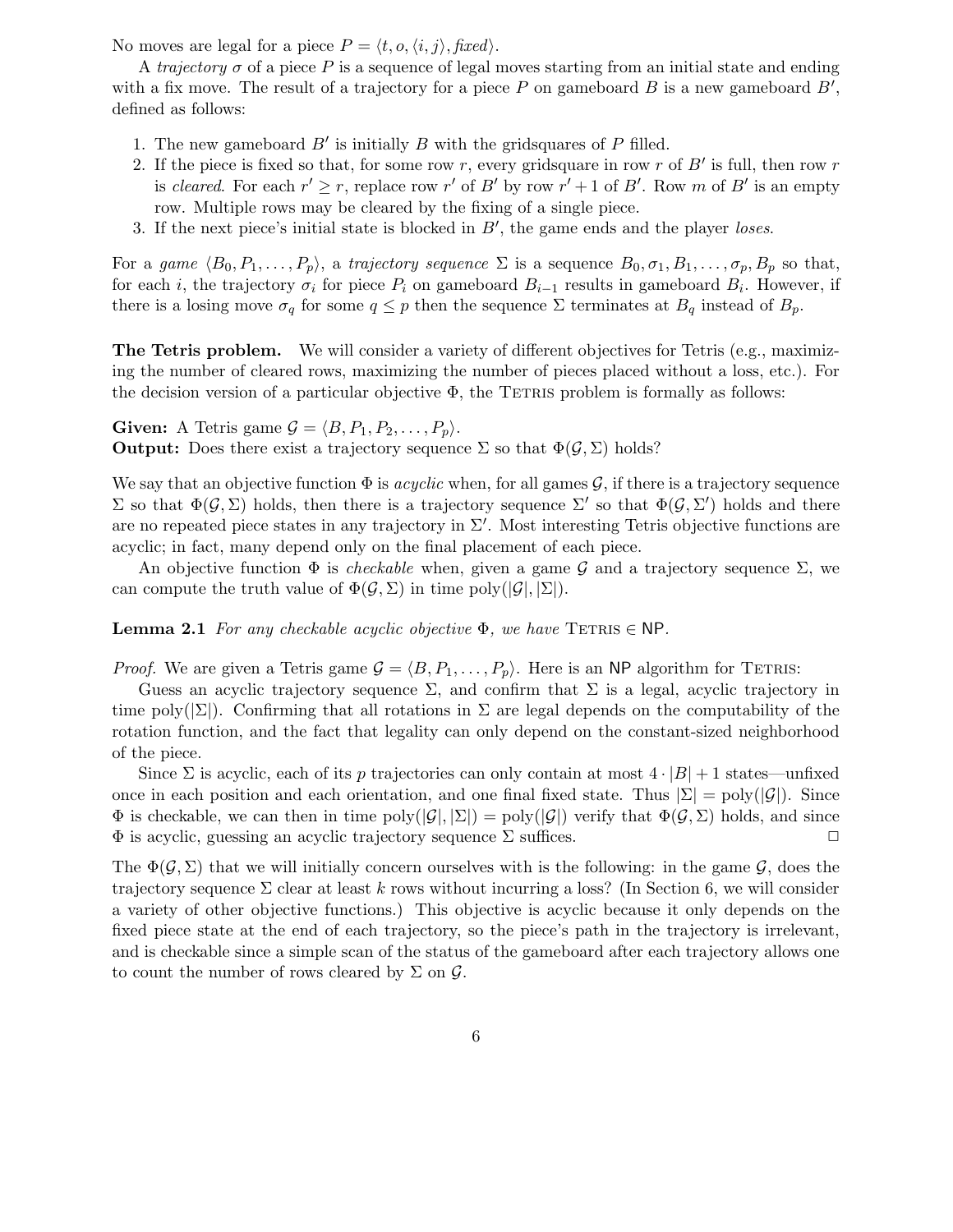No moves are legal for a piece $P = \langle t, o, \langle i, j \rangle, \mathit{fixed} \rangle$.

A *trajectory* $\sigma$ of a piece $P$ is a sequence of legal moves starting from an initial state and ending with a fix move. The result of a trajectory for a piece $P$ on gameboard $B$ is a new gameboard $B'$, defined as follows:

1. The new gameboard $B'$ is initially $B$ with the gridsquares of $P$ filled.
2. If the piece is fixed so that, for some row $r$, every gridsquare in row $r$ of $B'$ is full, then row $r$ is *cleared*. For each $r' \geq r$, replace row $r'$ of $B'$ by row $r' + 1$ of $B'$. Row $m$ of $B'$ is an empty row. Multiple rows may be cleared by the fixing of a single piece.
3. If the next piece's initial state is blocked in $B'$, the game ends and the player *loses*.

For a *game* $\langle B_0, P_1, \ldots, P_p \rangle$, a *trajectory sequence* $\Sigma$ is a sequence $B_0, \sigma_1, B_1, \ldots, \sigma_p, B_p$ so that, for each $i$, the trajectory $\sigma_i$ for piece $P_i$ on gameboard $B_{i-1}$ results in gameboard $B_i$. However, if there is a losing move $\sigma_q$ for some $q \leq p$ then the sequence $\Sigma$ terminates at $B_q$ instead of $B_p$.

**The Tetris problem.** We will consider a variety of different objectives for Tetris (e.g., maximizing the number of cleared rows, maximizing the number of pieces placed without a loss, etc.). For the decision version of a particular objective $\Phi$, the Tetris problem is formally as follows:

**Given:** A Tetris game $\mathcal{G} = \langle B, P_1, P_2, \ldots, P_p \rangle$.
**Output:** Does there exist a trajectory sequence $\Sigma$ so that $\Phi(\mathcal{G}, \Sigma)$ holds?

We say that an objective function $\Phi$ is *acyclic* when, for all games $\mathcal{G}$, if there is a trajectory sequence $\Sigma$ so that $\Phi(\mathcal{G}, \Sigma)$ holds, then there is a trajectory sequence $\Sigma'$ so that $\Phi(\mathcal{G}, \Sigma')$ holds and there are no repeated piece states in any trajectory in $\Sigma'$. Most interesting Tetris objective functions are acyclic; in fact, many depend only on the final placement of each piece.

An objective function $\Phi$ is *checkable* when, given a game $\mathcal{G}$ and a trajectory sequence $\Sigma$, we can compute the truth value of $\Phi(\mathcal{G}, \Sigma)$ in time $\text{poly}(|\mathcal{G}|, |\Sigma|)$.

**Lemma 2.1** *For any checkable acyclic objective $\Phi$, we have* Tetris $\in$ NP.

*Proof.* We are given a Tetris game $\mathcal{G} = \langle B, P_1, \ldots, P_p \rangle$. Here is an NP algorithm for Tetris:

Guess an acyclic trajectory sequence $\Sigma$, and confirm that $\Sigma$ is a legal, acyclic trajectory in time $\text{poly}(|\Sigma|)$. Confirming that all rotations in $\Sigma$ are legal depends on the computability of the rotation function, and the fact that legality can only depend on the constant-sized neighborhood of the piece.

Since $\Sigma$ is acyclic, each of its $p$ trajectories can only contain at most $4 \cdot |B| + 1$ states—unfixed once in each position and each orientation, and one final fixed state. Thus $|\Sigma| = \text{poly}(|\mathcal{G}|)$. Since $\Phi$ is checkable, we can then in time $\text{poly}(|\mathcal{G}|, |\Sigma|) = \text{poly}(|\mathcal{G}|)$ verify that $\Phi(\mathcal{G}, \Sigma)$ holds, and since $\Phi$ is acyclic, guessing an acyclic trajectory sequence $\Sigma$ suffices. $\square$

The $\Phi(\mathcal{G}, \Sigma)$ that we will initially concern ourselves with is the following: in the game $\mathcal{G}$, does the trajectory sequence $\Sigma$ clear at least $k$ rows without incurring a loss? (In Section 6, we will consider a variety of other objective functions.) This objective is acyclic because it only depends on the fixed piece state at the end of each trajectory, so the piece's path in the trajectory is irrelevant, and is checkable since a simple scan of the status of the gameboard after each trajectory allows one to count the number of rows cleared by $\Sigma$ on $\mathcal{G}$.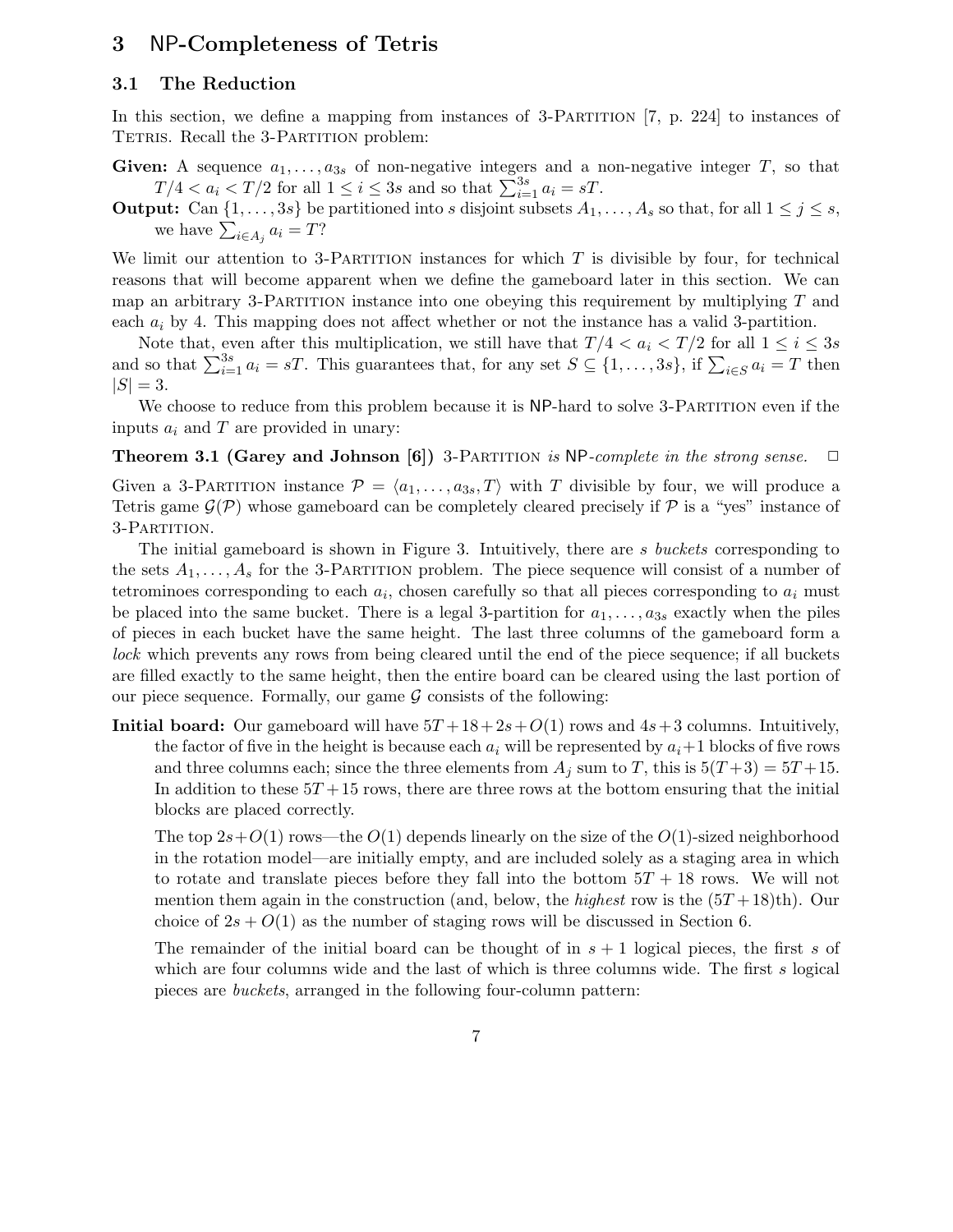## 3 NP-Completeness of Tetris

### 3.1 The Reduction

In this section, we define a mapping from instances of 3-Partition [7, p. 224] to instances of Tetris. Recall the 3-Partition problem:

**Given:** A sequence $a_1, \ldots, a_{3s}$ of non-negative integers and a non-negative integer $T$, so that $T/4 < a_i < T/2$ for all $1 \leq i \leq 3s$ and so that $\sum_{i=1}^{3s} a_i = sT$.

**Output:** Can $\{1, \ldots, 3s\}$ be partitioned into $s$ disjoint subsets $A_1, \ldots, A_s$ so that, for all $1 \leq j \leq s$, we have $\sum_{i \in A_j} a_i = T$?

We limit our attention to 3-Partition instances for which $T$ is divisible by four, for technical reasons that will become apparent when we define the gameboard later in this section. We can map an arbitrary 3-Partition instance into one obeying this requirement by multiplying $T$ and each $a_i$ by 4. This mapping does not affect whether or not the instance has a valid 3-partition.

Note that, even after this multiplication, we still have that $T/4 < a_i < T/2$ for all $1 \leq i \leq 3s$ and so that $\sum_{i=1}^{3s} a_i = sT$. This guarantees that, for any set $S \subseteq \{1, \ldots, 3s\}$, if $\sum_{i \in S} a_i = T$ then $|S| = 3$.

We choose to reduce from this problem because it is NP-hard to solve 3-Partition even if the inputs $a_i$ and $T$ are provided in unary:

**Theorem 3.1 (Garey and Johnson [6])** *3-Partition is NP-complete in the strong sense.* □

Given a 3-Partition instance $\mathcal{P} = \langle a_1, \ldots, a_{3s}, T \rangle$ with $T$ divisible by four, we will produce a Tetris game $\mathcal{G}(\mathcal{P})$ whose gameboard can be completely cleared precisely if $\mathcal{P}$ is a "yes" instance of 3-Partition.

The initial gameboard is shown in Figure 3. Intuitively, there are $s$ *buckets* corresponding to the sets $A_1, \ldots, A_s$ for the 3-Partition problem. The piece sequence will consist of a number of tetrominoes corresponding to each $a_i$, chosen carefully so that all pieces corresponding to $a_i$ must be placed into the same bucket. There is a legal 3-partition for $a_1, \ldots, a_{3s}$ exactly when the piles of pieces in each bucket have the same height. The last three columns of the gameboard form a *lock* which prevents any rows from being cleared until the end of the piece sequence; if all buckets are filled exactly to the same height, then the entire board can be cleared using the last portion of our piece sequence. Formally, our game $\mathcal{G}$ consists of the following:

**Initial board:** Our gameboard will have $5T + 18 + 2s + O(1)$ rows and $4s + 3$ columns. Intuitively, the factor of five in the height is because each $a_i$ will be represented by $a_i + 1$ blocks of five rows and three columns each; since the three elements from $A_j$ sum to $T$, this is $5(T+3) = 5T + 15$. In addition to these $5T + 15$ rows, there are three rows at the bottom ensuring that the initial blocks are placed correctly.

The top $2s + O(1)$ rows—the $O(1)$ depends linearly on the size of the $O(1)$-sized neighborhood in the rotation model—are initially empty, and are included solely as a staging area in which to rotate and translate pieces before they fall into the bottom $5T + 18$ rows. We will not mention them again in the construction (and, below, the *highest* row is the $(5T + 18)$th). Our choice of $2s + O(1)$ as the number of staging rows will be discussed in Section 6.

The remainder of the initial board can be thought of in $s + 1$ logical pieces, the first $s$ of which are four columns wide and the last of which is three columns wide. The first $s$ logical pieces are *buckets*, arranged in the following four-column pattern: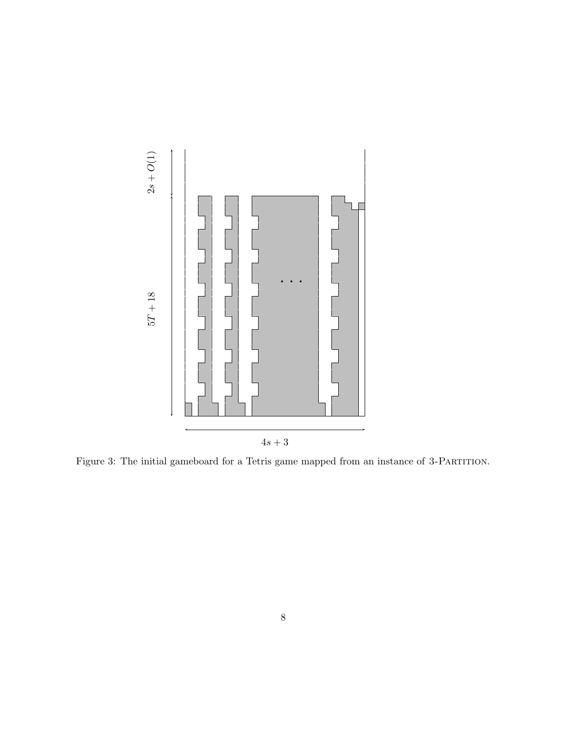Figure 3: The initial gameboard for a Tetris game mapped from an instance of 3-Partition.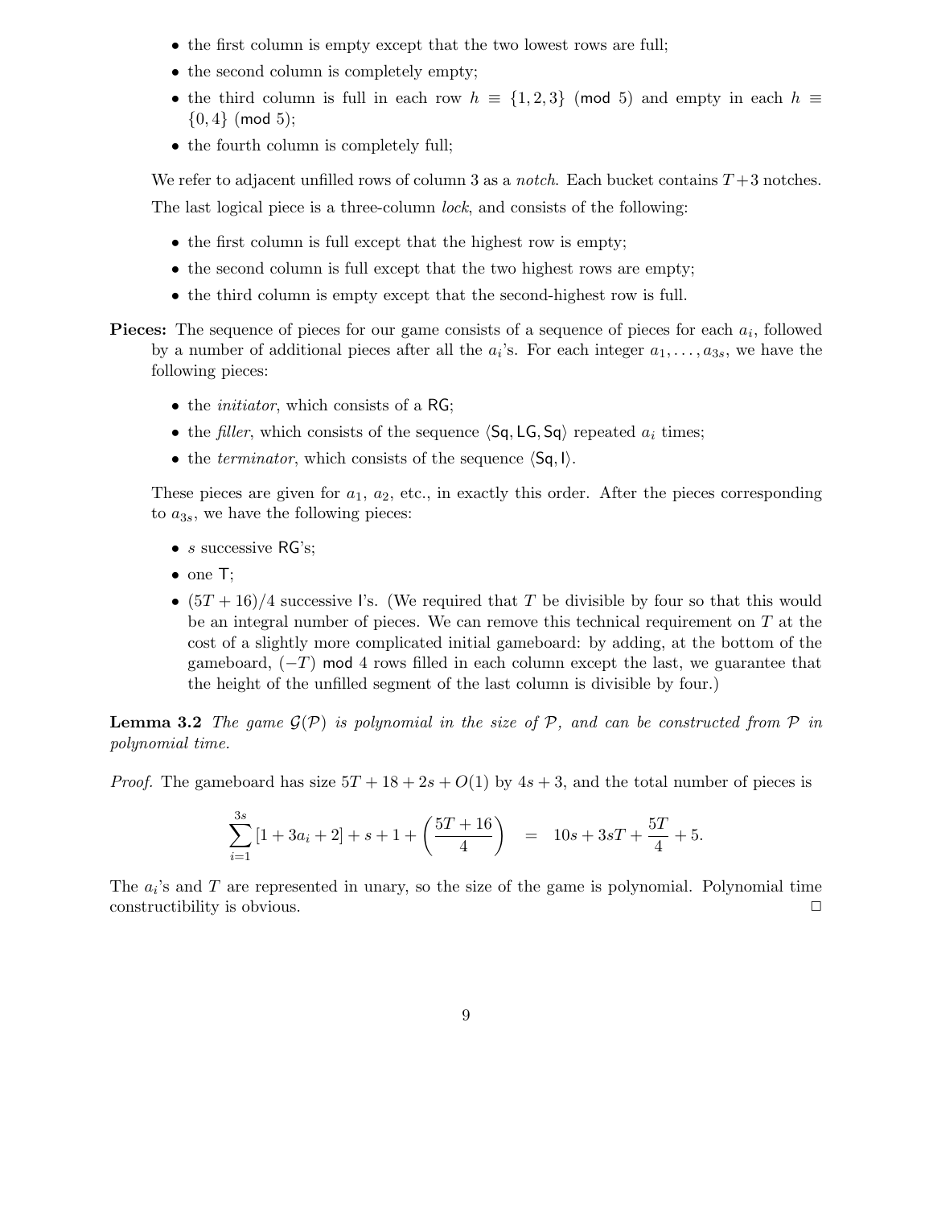- the first column is empty except that the two lowest rows are full;
- the second column is completely empty;
- the third column is full in each row $h \equiv \{1, 2, 3\} \pmod{5}$ and empty in each $h \equiv \{0, 4\} \pmod{5}$;
- the fourth column is completely full;

We refer to adjacent unfilled rows of column 3 as a *notch*. Each bucket contains $T+3$ notches.

The last logical piece is a three-column *lock*, and consists of the following:

- the first column is full except that the highest row is empty;
- the second column is full except that the two highest rows are empty;
- the third column is empty except that the second-highest row is full.

**Pieces:** The sequence of pieces for our game consists of a sequence of pieces for each $a_i$, followed by a number of additional pieces after all the $a_i$'s. For each integer $a_1, \ldots, a_{3s}$, we have the following pieces:

- the *initiator*, which consists of a RG;
- the *filler*, which consists of the sequence $\langle \mathsf{Sq}, \mathsf{LG}, \mathsf{Sq} \rangle$ repeated $a_i$ times;
- the *terminator*, which consists of the sequence $\langle \mathsf{Sq}, \mathsf{I} \rangle$.

These pieces are given for $a_1$, $a_2$, etc., in exactly this order. After the pieces corresponding to $a_{3s}$, we have the following pieces:

- $s$ successive RG's;
- one T;
- $(5T+16)/4$ successive I's. (We required that $T$ be divisible by four so that this would be an integral number of pieces. We can remove this technical requirement on $T$ at the cost of a slightly more complicated initial gameboard: by adding, at the bottom of the gameboard, $(-T) \bmod 4$ rows filled in each column except the last, we guarantee that the height of the unfilled segment of the last column is divisible by four.)

**Lemma 3.2** *The game $\mathcal{G}(\mathcal{P})$ is polynomial in the size of $\mathcal{P}$, and can be constructed from $\mathcal{P}$ in polynomial time.*

*Proof.* The gameboard has size $5T + 18 + 2s + O(1)$ by $4s + 3$, and the total number of pieces is

$$\sum_{i=1}^{3s} [1 + 3a_i + 2] + s + 1 + \left( \frac{5T+16}{4} \right) \quad = \quad 10s + 3sT + \frac{5T}{4} + 5.$$

The $a_i$'s and $T$ are represented in unary, so the size of the game is polynomial. Polynomial time constructibility is obvious. □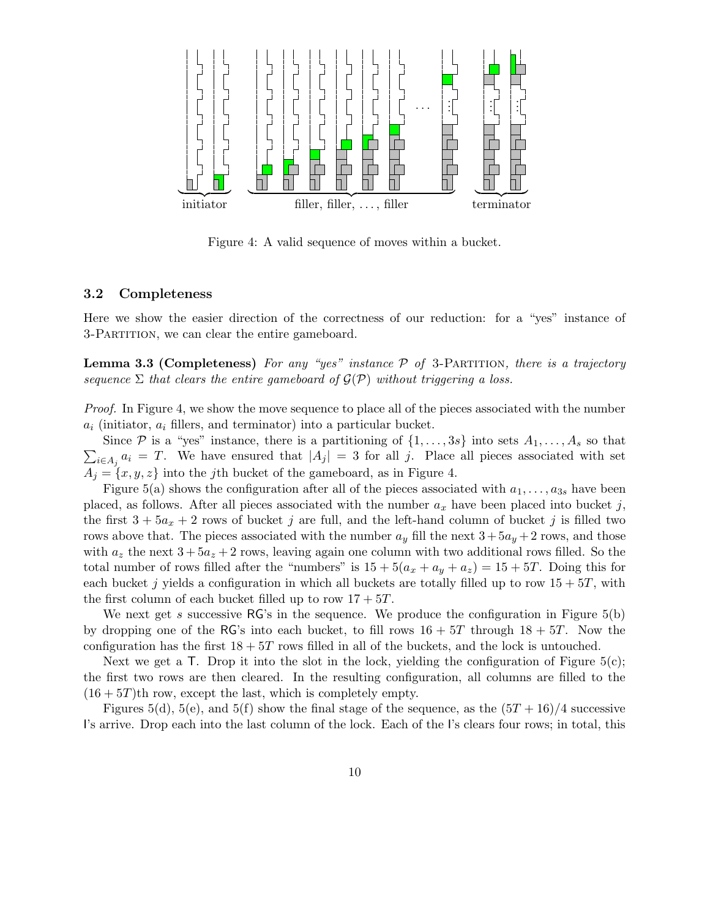initiator filler, filler, . . . , filler terminator

Figure 4: A valid sequence of moves within a bucket.

### 3.2 Completeness

Here we show the easier direction of the correctness of our reduction: for a "yes" instance of 3-Partition, we can clear the entire gameboard.

**Lemma 3.3 (Completeness)** *For any "yes" instance $\mathcal{P}$ of* 3-Partition*, there is a trajectory sequence $\Sigma$ that clears the entire gameboard of $\mathcal{G}(\mathcal{P})$ without triggering a loss.*

*Proof.* In Figure 4, we show the move sequence to place all of the pieces associated with the number $a_i$ (initiator, $a_i$ fillers, and terminator) into a particular bucket.

Since $\mathcal{P}$ is a "yes" instance, there is a partitioning of $\{1, \ldots, 3s\}$ into sets $A_1, \ldots, A_s$ so that $\sum_{i \in A_j} a_i = T$. We have ensured that $|A_j| = 3$ for all $j$. Place all pieces associated with set $A_j = \{x, y, z\}$ into the $j$th bucket of the gameboard, as in Figure 4.

Figure 5(a) shows the configuration after all of the pieces associated with $a_1, \ldots, a_{3s}$ have been placed, as follows. After all pieces associated with the number $a_x$ have been placed into bucket $j$, the first $3 + 5a_x + 2$ rows of bucket $j$ are full, and the left-hand column of bucket $j$ is filled two rows above that. The pieces associated with the number $a_y$ fill the next $3 + 5a_y + 2$ rows, and those with $a_z$ the next $3 + 5a_z + 2$ rows, leaving again one column with two additional rows filled. So the total number of rows filled after the "numbers" is $15 + 5(a_x + a_y + a_z) = 15 + 5T$. Doing this for each bucket $j$ yields a configuration in which all buckets are totally filled up to row $15 + 5T$, with the first column of each bucket filled up to row $17 + 5T$.

We next get $s$ successive RG's in the sequence. We produce the configuration in Figure 5(b) by dropping one of the RG's into each bucket, to fill rows $16 + 5T$ through $18 + 5T$. Now the configuration has the first $18 + 5T$ rows filled in all of the buckets, and the lock is untouched.

Next we get a T. Drop it into the slot in the lock, yielding the configuration of Figure 5(c); the first two rows are then cleared. In the resulting configuration, all columns are filled to the $(16 + 5T)$th row, except the last, which is completely empty.

Figures 5(d), 5(e), and 5(f) show the final stage of the sequence, as the $(5T + 16)/4$ successive I's arrive. Drop each into the last column of the lock. Each of the I's clears four rows; in total, this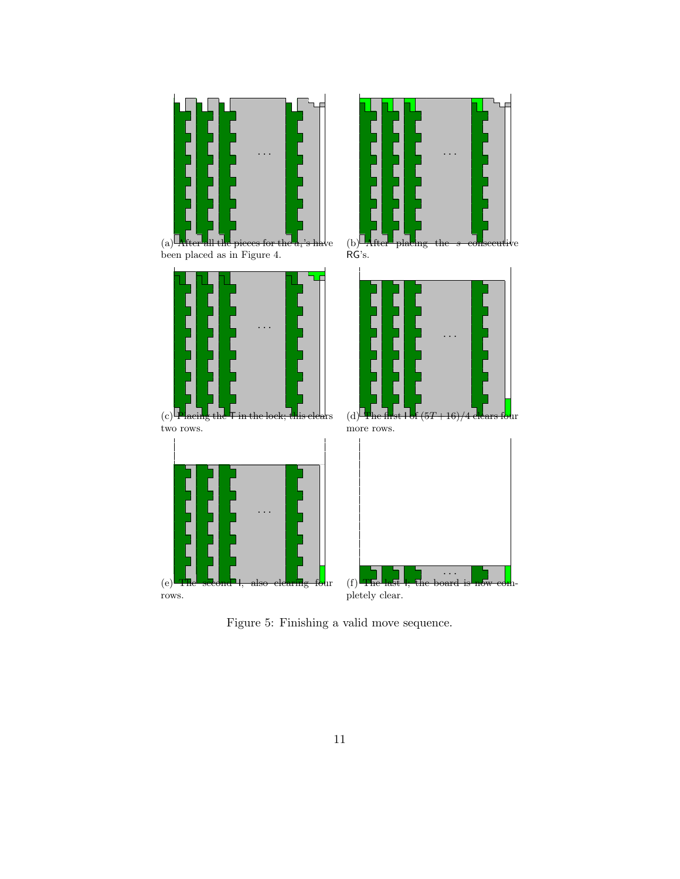(a) After all the pieces for the $a_i$'s have been placed as in Figure 4.

(b) After placing the $s$ consecutive RG's.

(c) Placing the T in the lock; this clears two rows.

(d) The first I of $(5T + 16)/4$ clears four more rows.

(e) The second I, also clearing four rows.

(f) The last I; the board is now completely clear.

Figure 5: Finishing a valid move sequence.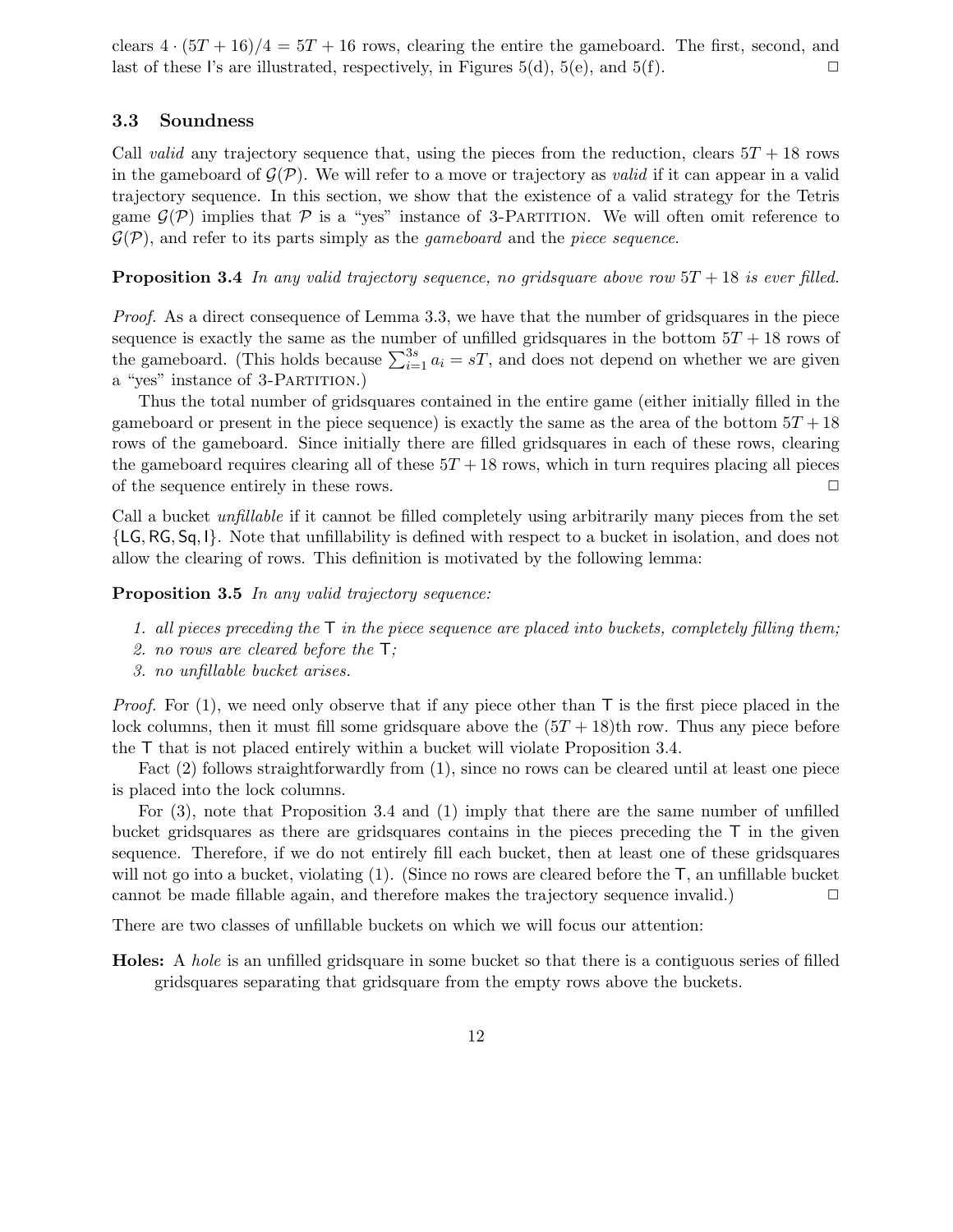clears $4 \cdot (5T+16)/4 = 5T+16$ rows, clearing the entire the gameboard. The first, second, and last of these I's are illustrated, respectively, in Figures 5(d), 5(e), and 5(f). □

### 3.3 Soundness

Call *valid* any trajectory sequence that, using the pieces from the reduction, clears $5T + 18$ rows in the gameboard of $\mathcal{G}(\mathcal{P})$. We will refer to a move or trajectory as *valid* if it can appear in a valid trajectory sequence. In this section, we show that the existence of a valid strategy for the Tetris game $\mathcal{G}(\mathcal{P})$ implies that $\mathcal{P}$ is a "yes" instance of 3-Partition. We will often omit reference to $\mathcal{G}(\mathcal{P})$, and refer to its parts simply as the *gameboard* and the *piece sequence*.

**Proposition 3.4** *In any valid trajectory sequence, no gridsquare above row $5T + 18$ is ever filled.*

*Proof.* As a direct consequence of Lemma 3.3, we have that the number of gridsquares in the piece sequence is exactly the same as the number of unfilled gridsquares in the bottom $5T + 18$ rows of the gameboard. (This holds because $\sum_{i=1}^{3s} a_i = sT$, and does not depend on whether we are given a "yes" instance of 3-Partition.)

Thus the total number of gridsquares contained in the entire game (either initially filled in the gameboard or present in the piece sequence) is exactly the same as the area of the bottom $5T + 18$ rows of the gameboard. Since initially there are filled gridsquares in each of these rows, clearing the gameboard requires clearing all of these $5T + 18$ rows, which in turn requires placing all pieces of the sequence entirely in these rows. □

Call a bucket *unfillable* if it cannot be filled completely using arbitrarily many pieces from the set $\{$LG, RG, Sq, I$\}$. Note that unfillability is defined with respect to a bucket in isolation, and does not allow the clearing of rows. This definition is motivated by the following lemma:

**Proposition 3.5** *In any valid trajectory sequence:*

1. *all pieces preceding the* T *in the piece sequence are placed into buckets, completely filling them;*
2. *no rows are cleared before the* T*;*
3. *no unfillable bucket arises.*

*Proof.* For (1), we need only observe that if any piece other than T is the first piece placed in the lock columns, then it must fill some gridsquare above the $(5T + 18)$th row. Thus any piece before the T that is not placed entirely within a bucket will violate Proposition 3.4.

Fact (2) follows straightforwardly from (1), since no rows can be cleared until at least one piece is placed into the lock columns.

For (3), note that Proposition 3.4 and (1) imply that there are the same number of unfilled bucket gridsquares as there are gridsquares contains in the pieces preceding the T in the given sequence. Therefore, if we do not entirely fill each bucket, then at least one of these gridsquares will not go into a bucket, violating (1). (Since no rows are cleared before the T, an unfillable bucket cannot be made fillable again, and therefore makes the trajectory sequence invalid.) □

There are two classes of unfillable buckets on which we will focus our attention:

**Holes:** A *hole* is an unfilled gridsquare in some bucket so that there is a contiguous series of filled gridsquares separating that gridsquare from the empty rows above the buckets.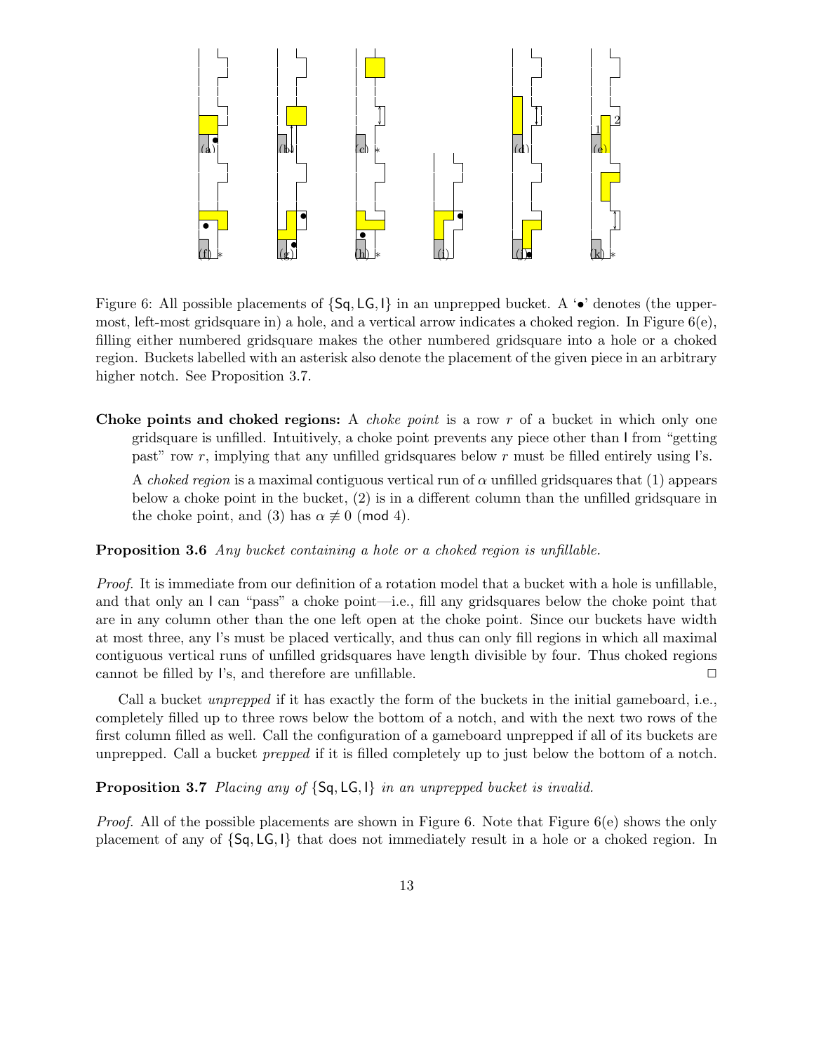Figure 6: All possible placements of {Sq, LG, I} in an unprepped bucket. A '•' denotes (the uppermost, left-most gridsquare in) a hole, and a vertical arrow indicates a choked region. In Figure 6(e), filling either numbered gridsquare makes the other numbered gridsquare into a hole or a choked region. Buckets labelled with an asterisk also denote the placement of the given piece in an arbitrary higher notch. See Proposition 3.7.

**Choke points and choked regions:** A *choke point* is a row $r$ of a bucket in which only one gridsquare is unfilled. Intuitively, a choke point prevents any piece other than I from "getting past" row $r$, implying that any unfilled gridsquares below $r$ must be filled entirely using I's.

A *choked region* is a maximal contiguous vertical run of $\alpha$ unfilled gridsquares that (1) appears below a choke point in the bucket, (2) is in a different column than the unfilled gridsquare in the choke point, and (3) has $\alpha \not\equiv 0 \pmod 4$.

**Proposition 3.6** *Any bucket containing a hole or a choked region is unfillable.*

*Proof.* It is immediate from our definition of a rotation model that a bucket with a hole is unfillable, and that only an I can "pass" a choke point—i.e., fill any gridsquares below the choke point that are in any column other than the one left open at the choke point. Since our buckets have width at most three, any I's must be placed vertically, and thus can only fill regions in which all maximal contiguous vertical runs of unfilled gridsquares have length divisible by four. Thus choked regions cannot be filled by I's, and therefore are unfillable. □

Call a bucket *unprepped* if it has exactly the form of the buckets in the initial gameboard, i.e., completely filled up to three rows below the bottom of a notch, and with the next two rows of the first column filled as well. Call the configuration of a gameboard unprepped if all of its buckets are unprepped. Call a bucket *prepped* if it is filled completely up to just below the bottom of a notch.

**Proposition 3.7** *Placing any of {Sq, LG, I} in an unprepped bucket is invalid.*

*Proof.* All of the possible placements are shown in Figure 6. Note that Figure 6(e) shows the only placement of any of {Sq, LG, I} that does not immediately result in a hole or a choked region. In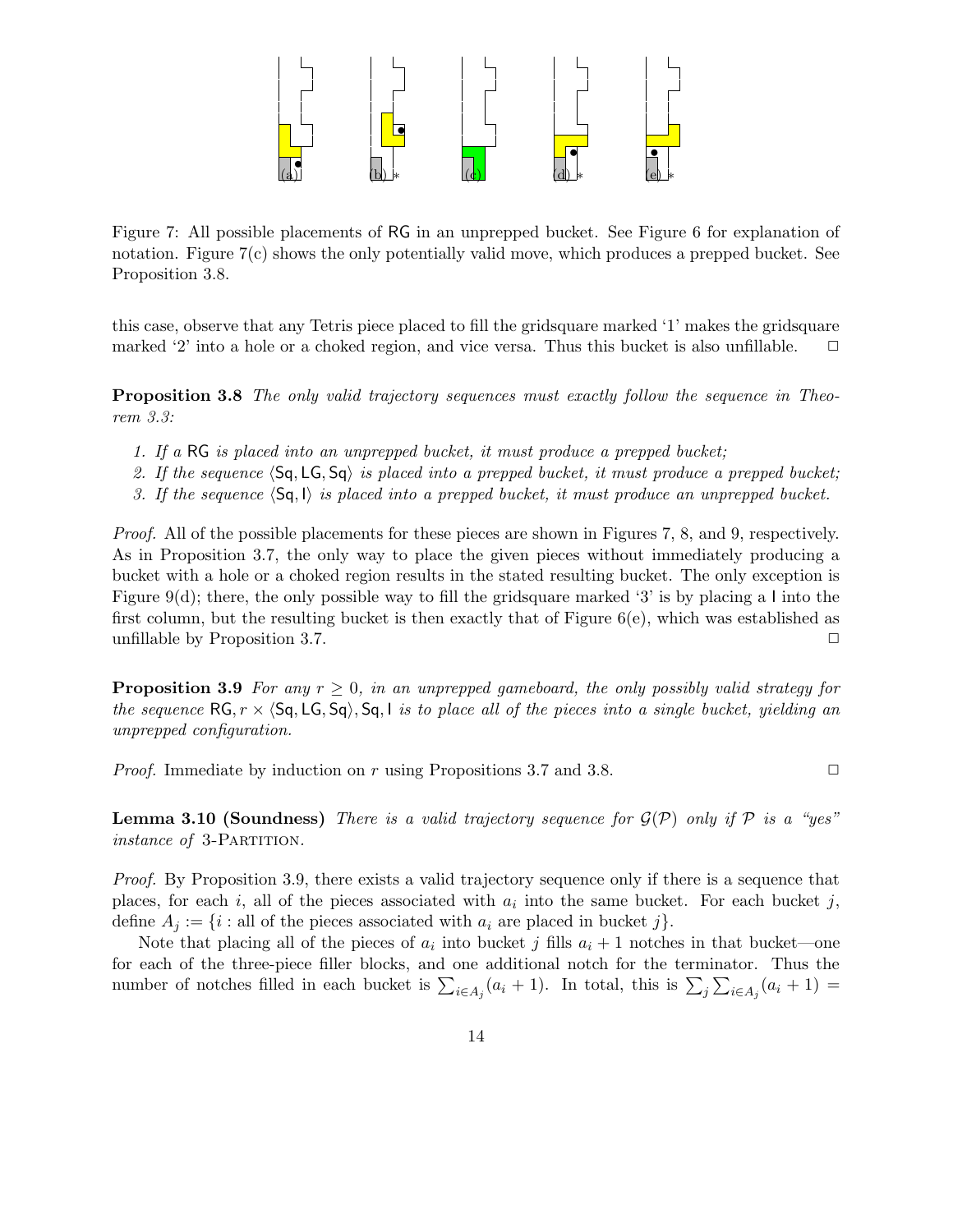Figure 7: All possible placements of RG in an unprepped bucket. See Figure 6 for explanation of notation. Figure 7(c) shows the only potentially valid move, which produces a prepped bucket. See Proposition 3.8.

this case, observe that any Tetris piece placed to fill the gridsquare marked '1' makes the gridsquare marked '2' into a hole or a choked region, and vice versa. Thus this bucket is also unfillable. □

**Proposition 3.8** *The only valid trajectory sequences must exactly follow the sequence in Theorem 3.3:*

1. *If a* RG *is placed into an unprepped bucket, it must produce a prepped bucket;*
2. *If the sequence* $\langle \mathsf{Sq}, \mathsf{LG}, \mathsf{Sq} \rangle$ *is placed into a prepped bucket, it must produce a prepped bucket;*
3. *If the sequence* $\langle \mathsf{Sq}, \mathsf{I} \rangle$ *is placed into a prepped bucket, it must produce an unprepped bucket.*

*Proof.* All of the possible placements for these pieces are shown in Figures 7, 8, and 9, respectively. As in Proposition 3.7, the only way to place the given pieces without immediately producing a bucket with a hole or a choked region results in the stated resulting bucket. The only exception is Figure 9(d); there, the only possible way to fill the gridsquare marked '3' is by placing a I into the first column, but the resulting bucket is then exactly that of Figure 6(e), which was established as unfillable by Proposition 3.7. □

**Proposition 3.9** *For any* $r \geq 0$*, in an unprepped gameboard, the only possibly valid strategy for the sequence* $\mathsf{RG}, r \times \langle \mathsf{Sq}, \mathsf{LG}, \mathsf{Sq} \rangle, \mathsf{Sq}, \mathsf{I}$ *is to place all of the pieces into a single bucket, yielding an unprepped configuration.*

*Proof.* Immediate by induction on $r$ using Propositions 3.7 and 3.8. □

**Lemma 3.10 (Soundness)** *There is a valid trajectory sequence for* $\mathcal{G}(\mathcal{P})$ *only if* $\mathcal{P}$ *is a "yes" instance of* 3-Partition.

*Proof.* By Proposition 3.9, there exists a valid trajectory sequence only if there is a sequence that places, for each $i$, all of the pieces associated with $a_i$ into the same bucket. For each bucket $j$, define $A_j := \{i : \text{all of the pieces associated with } a_i \text{ are placed in bucket } j\}$.

Note that placing all of the pieces of $a_i$ into bucket $j$ fills $a_i + 1$ notches in that bucket—one for each of the three-piece filler blocks, and one additional notch for the terminator. Thus the number of notches filled in each bucket is $\sum_{i \in A_j}(a_i + 1)$. In total, this is $\sum_j \sum_{i \in A_j}(a_i + 1) =$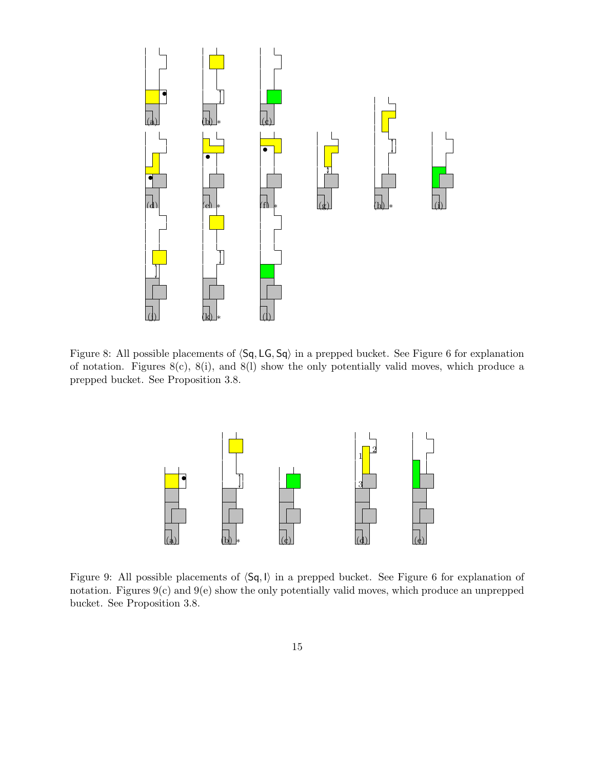Figure 8: All possible placements of $\langle \mathsf{Sq}, \mathsf{LG}, \mathsf{Sq} \rangle$ in a prepped bucket. See Figure 6 for explanation of notation. Figures 8(c), 8(i), and 8(l) show the only potentially valid moves, which produce a prepped bucket. See Proposition 3.8.

Figure 9: All possible placements of $\langle \mathsf{Sq}, \mathsf{I} \rangle$ in a prepped bucket. See Figure 6 for explanation of notation. Figures 9(c) and 9(e) show the only potentially valid moves, which produce an unprepped bucket. See Proposition 3.8.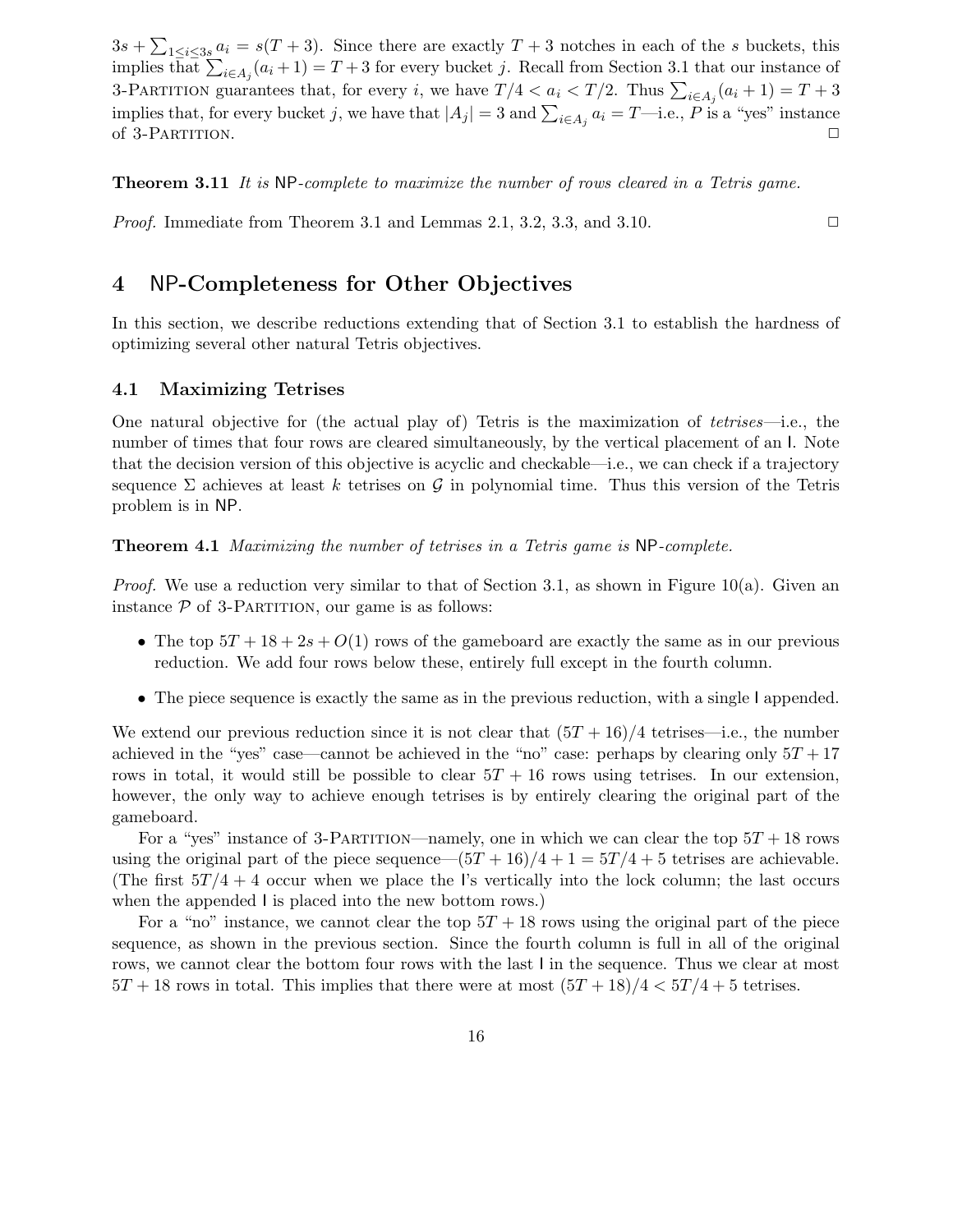$3s + \sum_{1 \le i \le 3s} a_i = s(T+3)$. Since there are exactly $T+3$ notches in each of the $s$ buckets, this implies that $\sum_{i \in A_j}(a_i + 1) = T + 3$ for every bucket $j$. Recall from Section 3.1 that our instance of 3-Partition guarantees that, for every $i$, we have $T/4 < a_i < T/2$. Thus $\sum_{i \in A_j}(a_i + 1) = T + 3$ implies that, for every bucket $j$, we have that $|A_j| = 3$ and $\sum_{i \in A_j} a_i = T$—i.e., $P$ is a "yes" instance of 3-Partition. □

**Theorem 3.11** *It is* NP*-complete to maximize the number of rows cleared in a Tetris game.*

*Proof.* Immediate from Theorem 3.1 and Lemmas 2.1, 3.2, 3.3, and 3.10. □

# 4 NP-Completeness for Other Objectives

In this section, we describe reductions extending that of Section 3.1 to establish the hardness of optimizing several other natural Tetris objectives.

## 4.1 Maximizing Tetrises

One natural objective for (the actual play of) Tetris is the maximization of *tetrises*—i.e., the number of times that four rows are cleared simultaneously, by the vertical placement of an I. Note that the decision version of this objective is acyclic and checkable—i.e., we can check if a trajectory sequence $\Sigma$ achieves at least $k$ tetrises on $\mathcal{G}$ in polynomial time. Thus this version of the Tetris problem is in NP.

**Theorem 4.1** *Maximizing the number of tetrises in a Tetris game is* NP*-complete.*

*Proof.* We use a reduction very similar to that of Section 3.1, as shown in Figure 10(a). Given an instance $\mathcal{P}$ of 3-Partition, our game is as follows:

- The top $5T + 18 + 2s + O(1)$ rows of the gameboard are exactly the same as in our previous reduction. We add four rows below these, entirely full except in the fourth column.
- The piece sequence is exactly the same as in the previous reduction, with a single I appended.

We extend our previous reduction since it is not clear that $(5T+16)/4$ tetrises—i.e., the number achieved in the "yes" case—cannot be achieved in the "no" case: perhaps by clearing only $5T + 17$ rows in total, it would still be possible to clear $5T + 16$ rows using tetrises. In our extension, however, the only way to achieve enough tetrises is by entirely clearing the original part of the gameboard.

For a "yes" instance of 3-Partition—namely, one in which we can clear the top $5T + 18$ rows using the original part of the piece sequence—$(5T + 16)/4 + 1 = 5T/4 + 5$ tetrises are achievable. (The first $5T/4 + 4$ occur when we place the I's vertically into the lock column; the last occurs when the appended I is placed into the new bottom rows.)

For a "no" instance, we cannot clear the top $5T + 18$ rows using the original part of the piece sequence, as shown in the previous section. Since the fourth column is full in all of the original rows, we cannot clear the bottom four rows with the last I in the sequence. Thus we clear at most $5T + 18$ rows in total. This implies that there were at most $(5T + 18)/4 < 5T/4 + 5$ tetrises.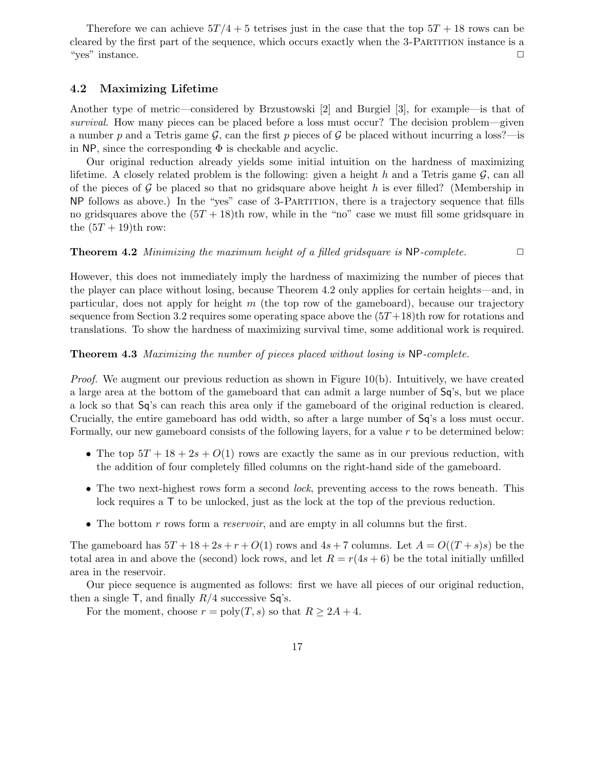Therefore we can achieve $5T/4 + 5$ tetrises just in the case that the top $5T + 18$ rows can be cleared by the first part of the sequence, which occurs exactly when the 3-PARTITION instance is a "yes" instance. □

### 4.2 Maximizing Lifetime

Another type of metric—considered by Brzustowski [2] and Burgiel [3], for example—is that of *survival*. How many pieces can be placed before a loss must occur? The decision problem—given a number $p$ and a Tetris game $\mathcal{G}$, can the first $p$ pieces of $\mathcal{G}$ be placed without incurring a loss?—is in NP, since the corresponding $\Phi$ is checkable and acyclic.

Our original reduction already yields some initial intuition on the hardness of maximizing lifetime. A closely related problem is the following: given a height $h$ and a Tetris game $\mathcal{G}$, can all of the pieces of $\mathcal{G}$ be placed so that no gridsquare above height $h$ is ever filled? (Membership in NP follows as above.) In the "yes" case of 3-PARTITION, there is a trajectory sequence that fills no gridsquares above the $(5T + 18)$th row, while in the "no" case we must fill some gridsquare in the $(5T + 19)$th row:

**Theorem 4.2** *Minimizing the maximum height of a filled gridsquare is* NP*-complete.* □

However, this does not immediately imply the hardness of maximizing the number of pieces that the player can place without losing, because Theorem 4.2 only applies for certain heights—and, in particular, does not apply for height $m$ (the top row of the gameboard), because our trajectory sequence from Section 3.2 requires some operating space above the $(5T+18)$th row for rotations and translations. To show the hardness of maximizing survival time, some additional work is required.

**Theorem 4.3** *Maximizing the number of pieces placed without losing is* NP*-complete.*

*Proof.* We augment our previous reduction as shown in Figure 10(b). Intuitively, we have created a large area at the bottom of the gameboard that can admit a large number of Sq's, but we place a lock so that Sq's can reach this area only if the gameboard of the original reduction is cleared. Crucially, the entire gameboard has odd width, so after a large number of Sq's a loss must occur. Formally, our new gameboard consists of the following layers, for a value $r$ to be determined below:

- The top $5T + 18 + 2s + O(1)$ rows are exactly the same as in our previous reduction, with the addition of four completely filled columns on the right-hand side of the gameboard.
- The two next-highest rows form a second *lock*, preventing access to the rows beneath. This lock requires a T to be unlocked, just as the lock at the top of the previous reduction.
- The bottom $r$ rows form a *reservoir*, and are empty in all columns but the first.

The gameboard has $5T + 18 + 2s + r + O(1)$ rows and $4s + 7$ columns. Let $A = O((T + s)s)$ be the total area in and above the (second) lock rows, and let $R = r(4s + 6)$ be the total initially unfilled area in the reservoir.

Our piece sequence is augmented as follows: first we have all pieces of our original reduction, then a single T, and finally $R/4$ successive Sq's.

For the moment, choose $r = \text{poly}(T, s)$ so that $R \geq 2A + 4$.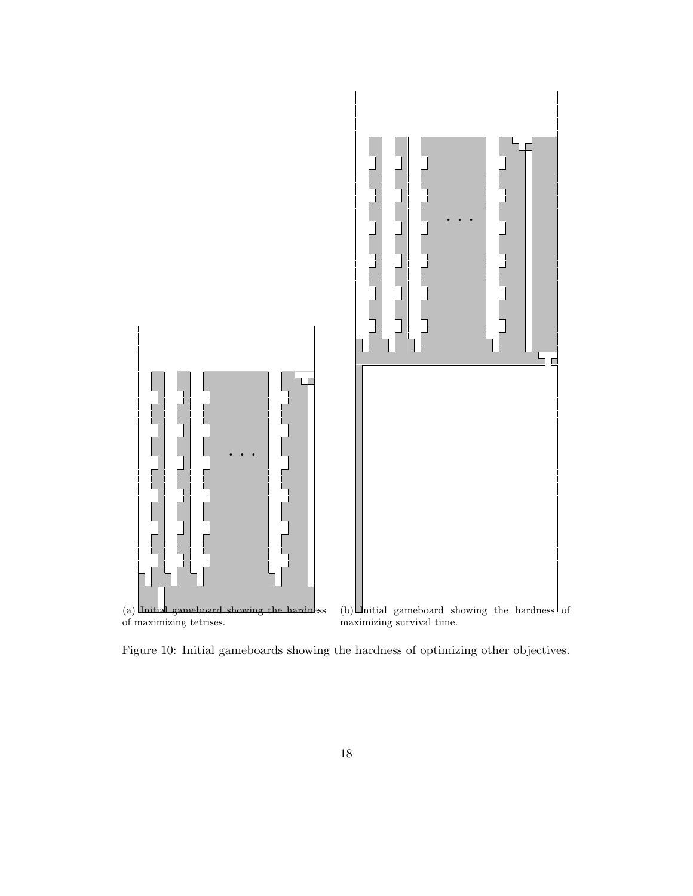(a) Initial gameboard showing the hardness of maximizing tetrises.

(b) Initial gameboard showing the hardness of maximizing survival time.

Figure 10: Initial gameboards showing the hardness of optimizing other objectives.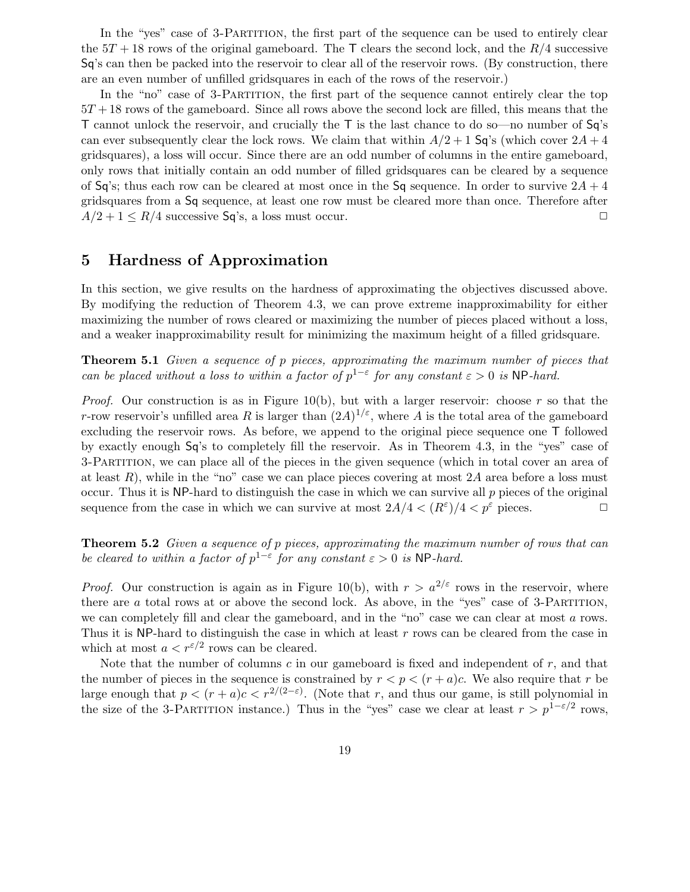In the "yes" case of 3-Partition, the first part of the sequence can be used to entirely clear the $5T + 18$ rows of the original gameboard. The T clears the second lock, and the $R/4$ successive Sq's can then be packed into the reservoir to clear all of the reservoir rows. (By construction, there are an even number of unfilled gridsquares in each of the rows of the reservoir.)

In the "no" case of 3-Partition, the first part of the sequence cannot entirely clear the top $5T + 18$ rows of the gameboard. Since all rows above the second lock are filled, this means that the T cannot unlock the reservoir, and crucially the T is the last chance to do so—no number of Sq's can ever subsequently clear the lock rows. We claim that within $A/2 + 1$ Sq's (which cover $2A + 4$ gridsquares), a loss will occur. Since there are an odd number of columns in the entire gameboard, only rows that initially contain an odd number of filled gridsquares can be cleared by a sequence of Sq's; thus each row can be cleared at most once in the Sq sequence. In order to survive $2A + 4$ gridsquares from a Sq sequence, at least one row must be cleared more than once. Therefore after $A/2 + 1 \leq R/4$ successive Sq's, a loss must occur. □

## 5 Hardness of Approximation

In this section, we give results on the hardness of approximating the objectives discussed above. By modifying the reduction of Theorem 4.3, we can prove extreme inapproximability for either maximizing the number of rows cleared or maximizing the number of pieces placed without a loss, and a weaker inapproximability result for minimizing the maximum height of a filled gridsquare.

**Theorem 5.1** *Given a sequence of $p$ pieces, approximating the maximum number of pieces that can be placed without a loss to within a factor of $p^{1-\varepsilon}$ for any constant $\varepsilon > 0$ is* NP*-hard.*

*Proof.* Our construction is as in Figure 10(b), but with a larger reservoir: choose $r$ so that the $r$-row reservoir's unfilled area $R$ is larger than $(2A)^{1/\varepsilon}$, where $A$ is the total area of the gameboard excluding the reservoir rows. As before, we append to the original piece sequence one T followed by exactly enough Sq's to completely fill the reservoir. As in Theorem 4.3, in the "yes" case of 3-Partition, we can place all of the pieces in the given sequence (which in total cover an area of at least $R$), while in the "no" case we can place pieces covering at most $2A$ area before a loss must occur. Thus it is NP-hard to distinguish the case in which we can survive all $p$ pieces of the original sequence from the case in which we can survive at most $2A/4 < (R^{\varepsilon})/4 < p^{\varepsilon}$ pieces. □

**Theorem 5.2** *Given a sequence of $p$ pieces, approximating the maximum number of rows that can be cleared to within a factor of $p^{1-\varepsilon}$ for any constant $\varepsilon > 0$ is* NP*-hard.*

*Proof.* Our construction is again as in Figure 10(b), with $r > a^{2/\varepsilon}$ rows in the reservoir, where there are $a$ total rows at or above the second lock. As above, in the "yes" case of 3-Partition, we can completely fill and clear the gameboard, and in the "no" case we can clear at most $a$ rows. Thus it is NP-hard to distinguish the case in which at least $r$ rows can be cleared from the case in which at most $a < r^{\varepsilon/2}$ rows can be cleared.

Note that the number of columns $c$ in our gameboard is fixed and independent of $r$, and that the number of pieces in the sequence is constrained by $r < p < (r + a)c$. We also require that $r$ be large enough that $p < (r + a)c < r^{2/(2-\varepsilon)}$. (Note that $r$, and thus our game, is still polynomial in the size of the 3-Partition instance.) Thus in the "yes" case we clear at least $r > p^{1-\varepsilon/2}$ rows,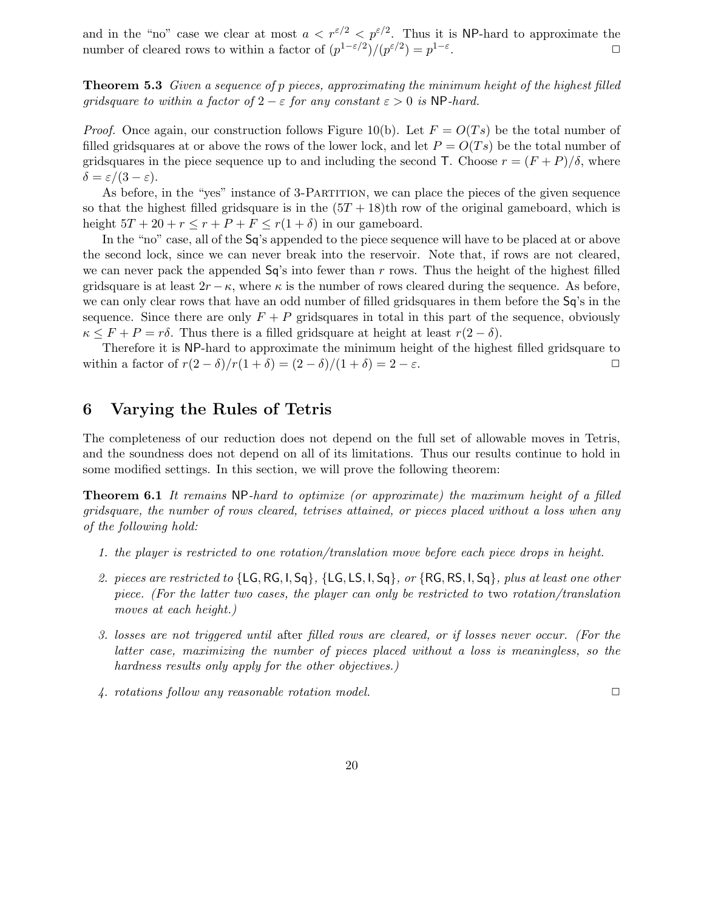and in the "no" case we clear at most $a < r^{\varepsilon/2} < p^{\varepsilon/2}$. Thus it is NP-hard to approximate the number of cleared rows to within a factor of $(p^{1-\varepsilon/2})/(p^{\varepsilon/2}) = p^{1-\varepsilon}$. □

**Theorem 5.3** *Given a sequence of p pieces, approximating the minimum height of the highest filled gridsquare to within a factor of $2 - \varepsilon$ for any constant $\varepsilon > 0$ is* NP*-hard.*

*Proof.* Once again, our construction follows Figure 10(b). Let $F = O(Ts)$ be the total number of filled gridsquares at or above the rows of the lower lock, and let $P = O(Ts)$ be the total number of gridsquares in the piece sequence up to and including the second T. Choose $r = (F + P)/\delta$, where $\delta = \varepsilon/(3 - \varepsilon)$.

As before, in the "yes" instance of 3-Partition, we can place the pieces of the given sequence so that the highest filled gridsquare is in the $(5T + 18)$th row of the original gameboard, which is height $5T + 20 + r \le r + P + F \le r(1 + \delta)$ in our gameboard.

In the "no" case, all of the Sq's appended to the piece sequence will have to be placed at or above the second lock, since we can never break into the reservoir. Note that, if rows are not cleared, we can never pack the appended Sq's into fewer than $r$ rows. Thus the height of the highest filled gridsquare is at least $2r - \kappa$, where $\kappa$ is the number of rows cleared during the sequence. As before, we can only clear rows that have an odd number of filled gridsquares in them before the Sq's in the sequence. Since there are only $F + P$ gridsquares in total in this part of the sequence, obviously $\kappa \le F + P = r\delta$. Thus there is a filled gridsquare at height at least $r(2 - \delta)$.

Therefore it is NP-hard to approximate the minimum height of the highest filled gridsquare to within a factor of $r(2 - \delta)/r(1 + \delta) = (2 - \delta)/(1 + \delta) = 2 - \varepsilon$. □

# 6 Varying the Rules of Tetris

The completeness of our reduction does not depend on the full set of allowable moves in Tetris, and the soundness does not depend on all of its limitations. Thus our results continue to hold in some modified settings. In this section, we will prove the following theorem:

**Theorem 6.1** *It remains* NP*-hard to optimize (or approximate) the maximum height of a filled gridsquare, the number of rows cleared, tetrises attained, or pieces placed without a loss when any of the following hold:*

1. *the player is restricted to one rotation/translation move before each piece drops in height.*
2. *pieces are restricted to* {LG, RG, I, Sq}*,* {LG, LS, I, Sq}*, or* {RG, RS, I, Sq}*, plus at least one other piece. (For the latter two cases, the player can only be restricted to* two *rotation/translation moves at each height.)*
3. *losses are not triggered until* after *filled rows are cleared, or if losses never occur. (For the latter case, maximizing the number of pieces placed without a loss is meaningless, so the hardness results only apply for the other objectives.)*
4. *rotations follow any reasonable rotation model.* □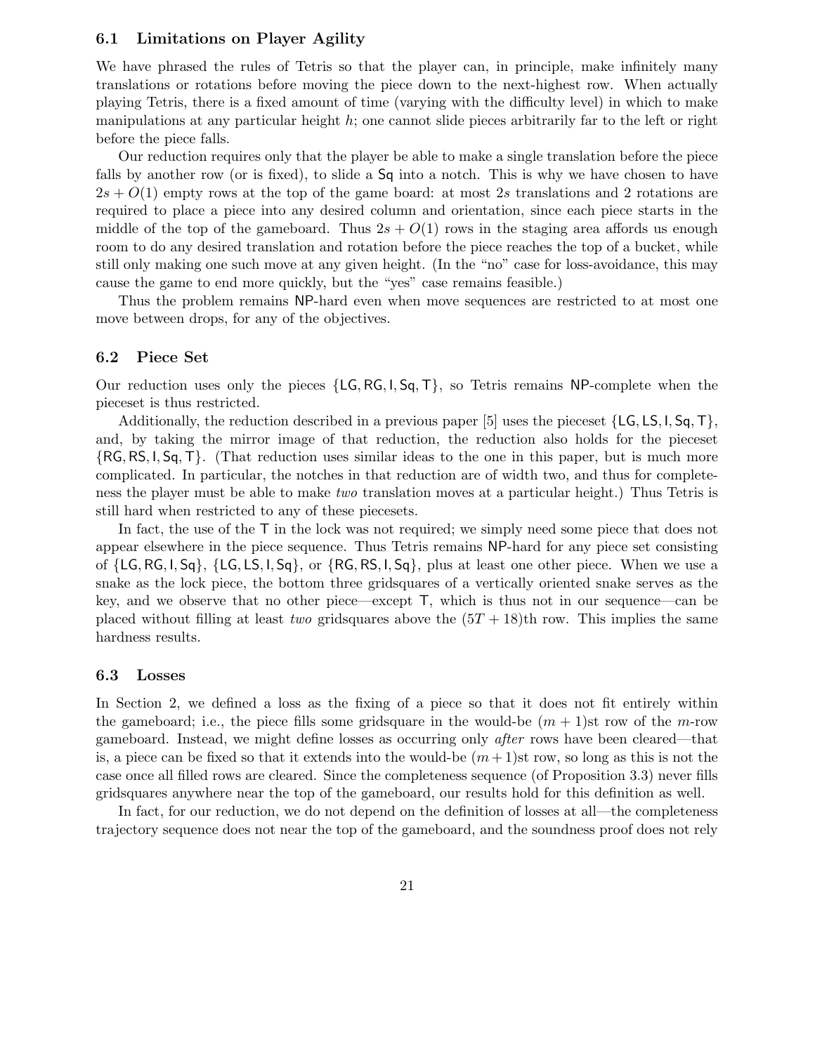### 6.1 Limitations on Player Agility

We have phrased the rules of Tetris so that the player can, in principle, make infinitely many translations or rotations before moving the piece down to the next-highest row. When actually playing Tetris, there is a fixed amount of time (varying with the difficulty level) in which to make manipulations at any particular height $h$; one cannot slide pieces arbitrarily far to the left or right before the piece falls.

Our reduction requires only that the player be able to make a single translation before the piece falls by another row (or is fixed), to slide a Sq into a notch. This is why we have chosen to have $2s + O(1)$ empty rows at the top of the game board: at most $2s$ translations and 2 rotations are required to place a piece into any desired column and orientation, since each piece starts in the middle of the top of the gameboard. Thus $2s + O(1)$ rows in the staging area affords us enough room to do any desired translation and rotation before the piece reaches the top of a bucket, while still only making one such move at any given height. (In the "no" case for loss-avoidance, this may cause the game to end more quickly, but the "yes" case remains feasible.)

Thus the problem remains NP-hard even when move sequences are restricted to at most one move between drops, for any of the objectives.

### 6.2 Piece Set

Our reduction uses only the pieces $\{$LG, RG, I, Sq, T$\}$, so Tetris remains NP-complete when the pieceset is thus restricted.

Additionally, the reduction described in a previous paper [5] uses the pieceset $\{$LG, LS, I, Sq, T$\}$, and, by taking the mirror image of that reduction, the reduction also holds for the pieceset $\{$RG, RS, I, Sq, T$\}$. (That reduction uses similar ideas to the one in this paper, but is much more complicated. In particular, the notches in that reduction are of width two, and thus for completeness the player must be able to make *two* translation moves at a particular height.) Thus Tetris is still hard when restricted to any of these piecesets.

In fact, the use of the T in the lock was not required; we simply need some piece that does not appear elsewhere in the piece sequence. Thus Tetris remains NP-hard for any piece set consisting of $\{$LG, RG, I, Sq$\}$, $\{$LG, LS, I, Sq$\}$, or $\{$RG, RS, I, Sq$\}$, plus at least one other piece. When we use a snake as the lock piece, the bottom three gridsquares of a vertically oriented snake serves as the key, and we observe that no other piece—except T, which is thus not in our sequence—can be placed without filling at least *two* gridsquares above the $(5T + 18)$th row. This implies the same hardness results.

### 6.3 Losses

In Section 2, we defined a loss as the fixing of a piece so that it does not fit entirely within the gameboard; i.e., the piece fills some gridsquare in the would-be $(m + 1)$st row of the $m$-row gameboard. Instead, we might define losses as occurring only *after* rows have been cleared—that is, a piece can be fixed so that it extends into the would-be $(m+1)$st row, so long as this is not the case once all filled rows are cleared. Since the completeness sequence (of Proposition 3.3) never fills gridsquares anywhere near the top of the gameboard, our results hold for this definition as well.

In fact, for our reduction, we do not depend on the definition of losses at all—the completeness trajectory sequence does not near the top of the gameboard, and the soundness proof does not rely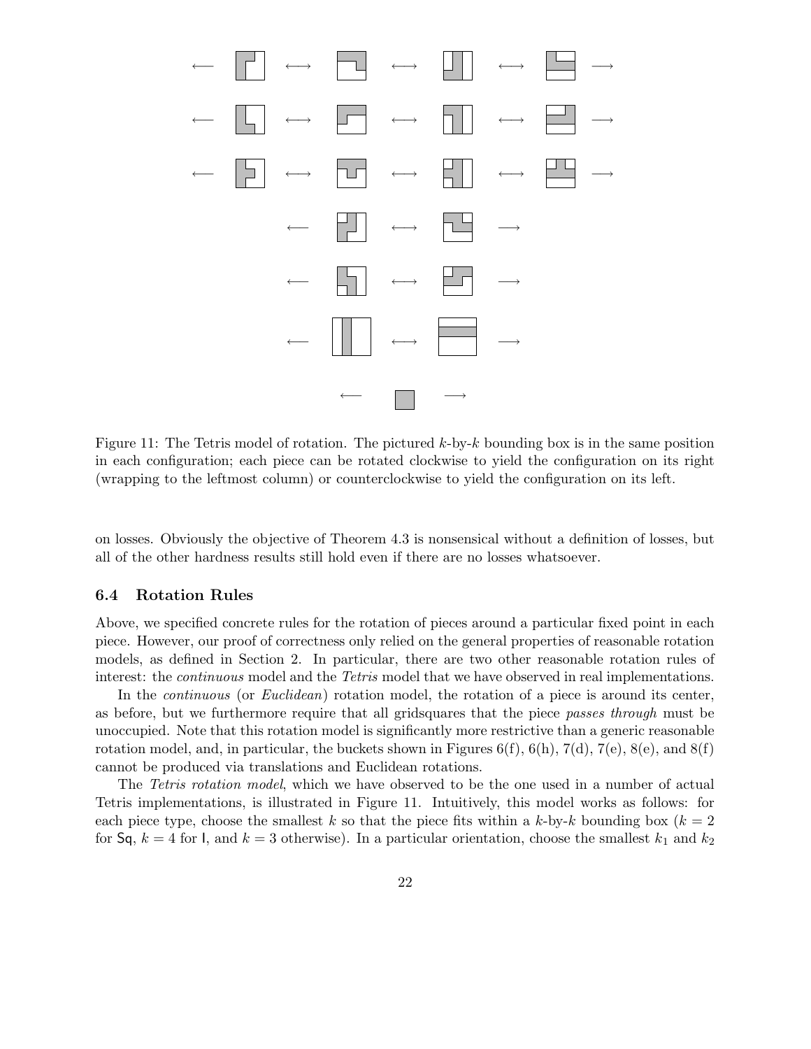Figure 11: The Tetris model of rotation. The pictured $k$-by-$k$ bounding box is in the same position in each configuration; each piece can be rotated clockwise to yield the configuration on its right (wrapping to the leftmost column) or counterclockwise to yield the configuration on its left.

on losses. Obviously the objective of Theorem 4.3 is nonsensical without a definition of losses, but all of the other hardness results still hold even if there are no losses whatsoever.

### 6.4 Rotation Rules

Above, we specified concrete rules for the rotation of pieces around a particular fixed point in each piece. However, our proof of correctness only relied on the general properties of reasonable rotation models, as defined in Section 2. In particular, there are two other reasonable rotation rules of interest: the *continuous* model and the *Tetris* model that we have observed in real implementations.

In the *continuous* (or *Euclidean*) rotation model, the rotation of a piece is around its center, as before, but we furthermore require that all gridsquares that the piece *passes through* must be unoccupied. Note that this rotation model is significantly more restrictive than a generic reasonable rotation model, and, in particular, the buckets shown in Figures 6(f), 6(h), 7(d), 7(e), 8(e), and 8(f) cannot be produced via translations and Euclidean rotations.

The *Tetris rotation model*, which we have observed to be the one used in a number of actual Tetris implementations, is illustrated in Figure 11. Intuitively, this model works as follows: for each piece type, choose the smallest $k$ so that the piece fits within a $k$-by-$k$ bounding box ($k = 2$ for Sq, $k = 4$ for I, and $k = 3$ otherwise). In a particular orientation, choose the smallest $k_1$ and $k_2$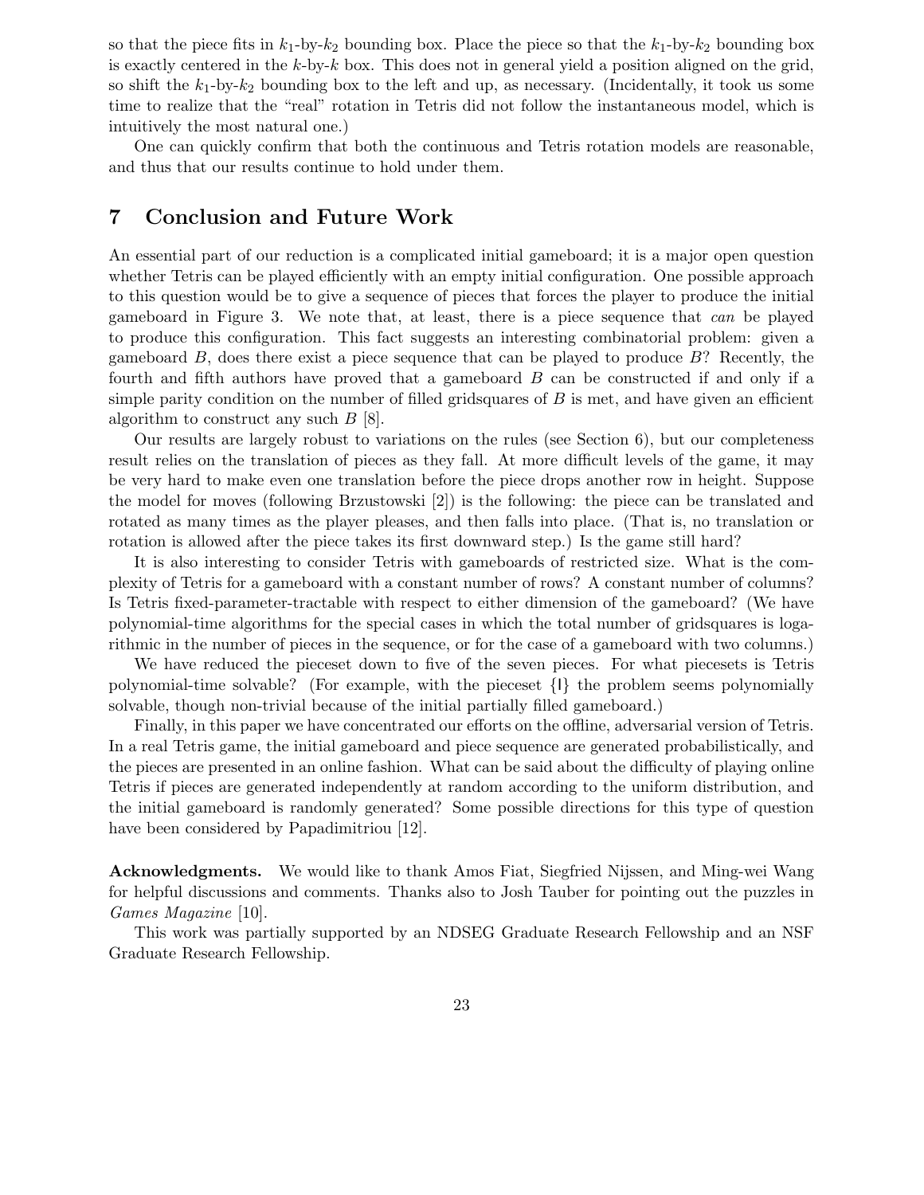so that the piece fits in $k_1$-by-$k_2$ bounding box. Place the piece so that the $k_1$-by-$k_2$ bounding box is exactly centered in the $k$-by-$k$ box. This does not in general yield a position aligned on the grid, so shift the $k_1$-by-$k_2$ bounding box to the left and up, as necessary. (Incidentally, it took us some time to realize that the "real" rotation in Tetris did not follow the instantaneous model, which is intuitively the most natural one.)

One can quickly confirm that both the continuous and Tetris rotation models are reasonable, and thus that our results continue to hold under them.

## 7 Conclusion and Future Work

An essential part of our reduction is a complicated initial gameboard; it is a major open question whether Tetris can be played efficiently with an empty initial configuration. One possible approach to this question would be to give a sequence of pieces that forces the player to produce the initial gameboard in Figure 3. We note that, at least, there is a piece sequence that *can* be played to produce this configuration. This fact suggests an interesting combinatorial problem: given a gameboard $B$, does there exist a piece sequence that can be played to produce $B$? Recently, the fourth and fifth authors have proved that a gameboard $B$ can be constructed if and only if a simple parity condition on the number of filled gridsquares of $B$ is met, and have given an efficient algorithm to construct any such $B$ [8].

Our results are largely robust to variations on the rules (see Section 6), but our completeness result relies on the translation of pieces as they fall. At more difficult levels of the game, it may be very hard to make even one translation before the piece drops another row in height. Suppose the model for moves (following Brzustowski [2]) is the following: the piece can be translated and rotated as many times as the player pleases, and then falls into place. (That is, no translation or rotation is allowed after the piece takes its first downward step.) Is the game still hard?

It is also interesting to consider Tetris with gameboards of restricted size. What is the complexity of Tetris for a gameboard with a constant number of rows? A constant number of columns? Is Tetris fixed-parameter-tractable with respect to either dimension of the gameboard? (We have polynomial-time algorithms for the special cases in which the total number of gridsquares is logarithmic in the number of pieces in the sequence, or for the case of a gameboard with two columns.)

We have reduced the pieceset down to five of the seven pieces. For what piecesets is Tetris polynomial-time solvable? (For example, with the pieceset {I} the problem seems polynomially solvable, though non-trivial because of the initial partially filled gameboard.)

Finally, in this paper we have concentrated our efforts on the offline, adversarial version of Tetris. In a real Tetris game, the initial gameboard and piece sequence are generated probabilistically, and the pieces are presented in an online fashion. What can be said about the difficulty of playing online Tetris if pieces are generated independently at random according to the uniform distribution, and the initial gameboard is randomly generated? Some possible directions for this type of question have been considered by Papadimitriou [12].

**Acknowledgments.** We would like to thank Amos Fiat, Siegfried Nijssen, and Ming-wei Wang for helpful discussions and comments. Thanks also to Josh Tauber for pointing out the puzzles in *Games Magazine* [10].

This work was partially supported by an NDSEG Graduate Research Fellowship and an NSF Graduate Research Fellowship.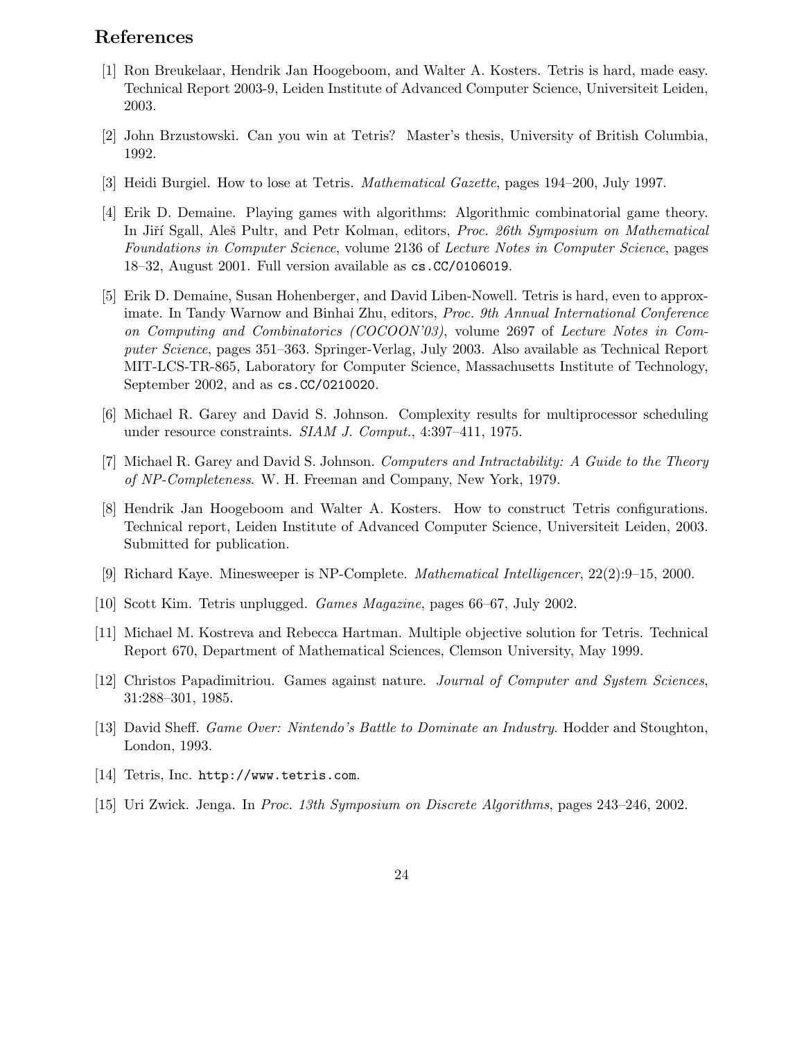## References

[1] Ron Breukelaar, Hendrik Jan Hoogeboom, and Walter A. Kosters. Tetris is hard, made easy. Technical Report 2003-9, Leiden Institute of Advanced Computer Science, Universiteit Leiden, 2003.

[2] John Brzustowski. Can you win at Tetris? Master's thesis, University of British Columbia, 1992.

[3] Heidi Burgiel. How to lose at Tetris. *Mathematical Gazette*, pages 194–200, July 1997.

[4] Erik D. Demaine. Playing games with algorithms: Algorithmic combinatorial game theory. In Jiří Sgall, Aleš Pultr, and Petr Kolman, editors, *Proc. 26th Symposium on Mathematical Foundations in Computer Science*, volume 2136 of *Lecture Notes in Computer Science*, pages 18–32, August 2001. Full version available as `cs.CC/0106019`.

[5] Erik D. Demaine, Susan Hohenberger, and David Liben-Nowell. Tetris is hard, even to approximate. In Tandy Warnow and Binhai Zhu, editors, *Proc. 9th Annual International Conference on Computing and Combinatorics (COCOON'03)*, volume 2697 of *Lecture Notes in Computer Science*, pages 351–363. Springer-Verlag, July 2003. Also available as Technical Report MIT-LCS-TR-865, Laboratory for Computer Science, Massachusetts Institute of Technology, September 2002, and as `cs.CC/0210020`.

[6] Michael R. Garey and David S. Johnson. Complexity results for multiprocessor scheduling under resource constraints. *SIAM J. Comput.*, 4:397–411, 1975.

[7] Michael R. Garey and David S. Johnson. *Computers and Intractability: A Guide to the Theory of NP-Completeness*. W. H. Freeman and Company, New York, 1979.

[8] Hendrik Jan Hoogeboom and Walter A. Kosters. How to construct Tetris configurations. Technical report, Leiden Institute of Advanced Computer Science, Universiteit Leiden, 2003. Submitted for publication.

[9] Richard Kaye. Minesweeper is NP-Complete. *Mathematical Intelligencer*, 22(2):9–15, 2000.

[10] Scott Kim. Tetris unplugged. *Games Magazine*, pages 66–67, July 2002.

[11] Michael M. Kostreva and Rebecca Hartman. Multiple objective solution for Tetris. Technical Report 670, Department of Mathematical Sciences, Clemson University, May 1999.

[12] Christos Papadimitriou. Games against nature. *Journal of Computer and System Sciences*, 31:288–301, 1985.

[13] David Sheff. *Game Over: Nintendo's Battle to Dominate an Industry*. Hodder and Stoughton, London, 1993.

[14] Tetris, Inc. `http://www.tetris.com`.

[15] Uri Zwick. Jenga. In *Proc. 13th Symposium on Discrete Algorithms*, pages 243–246, 2002.